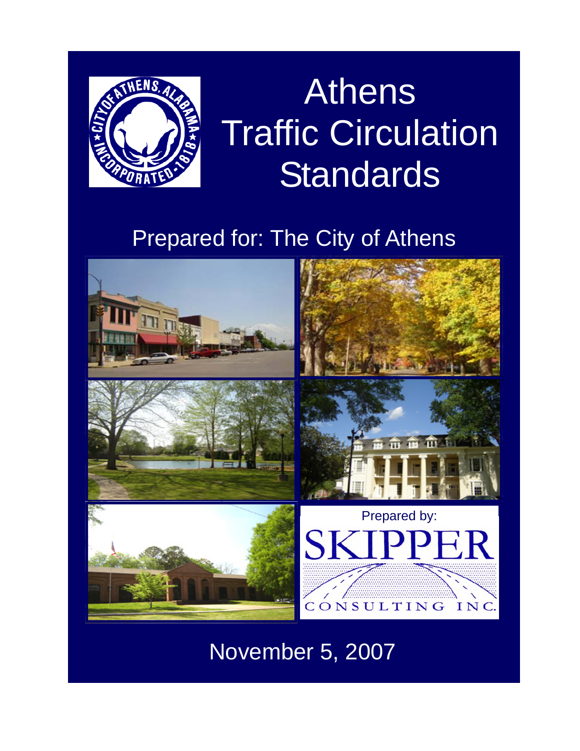# Athens Traffic Circulation Standards

Prepared for: The City of Athens

Prepared by:

SKIPPER CONSULTING INC.

November 5, 2007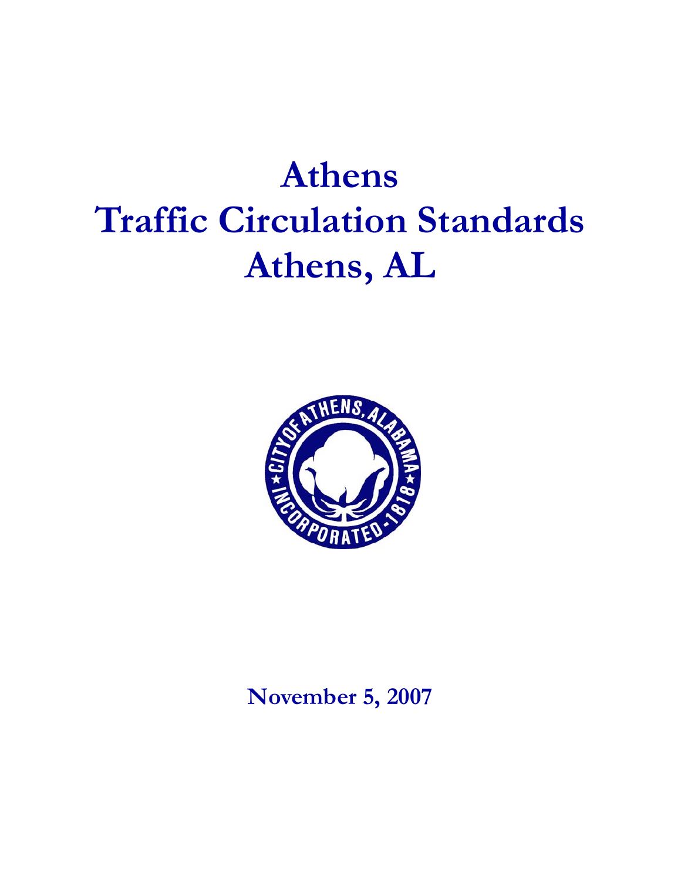# Athens
# Traffic Circulation Standards
# Athens, AL

**November 5, 2007**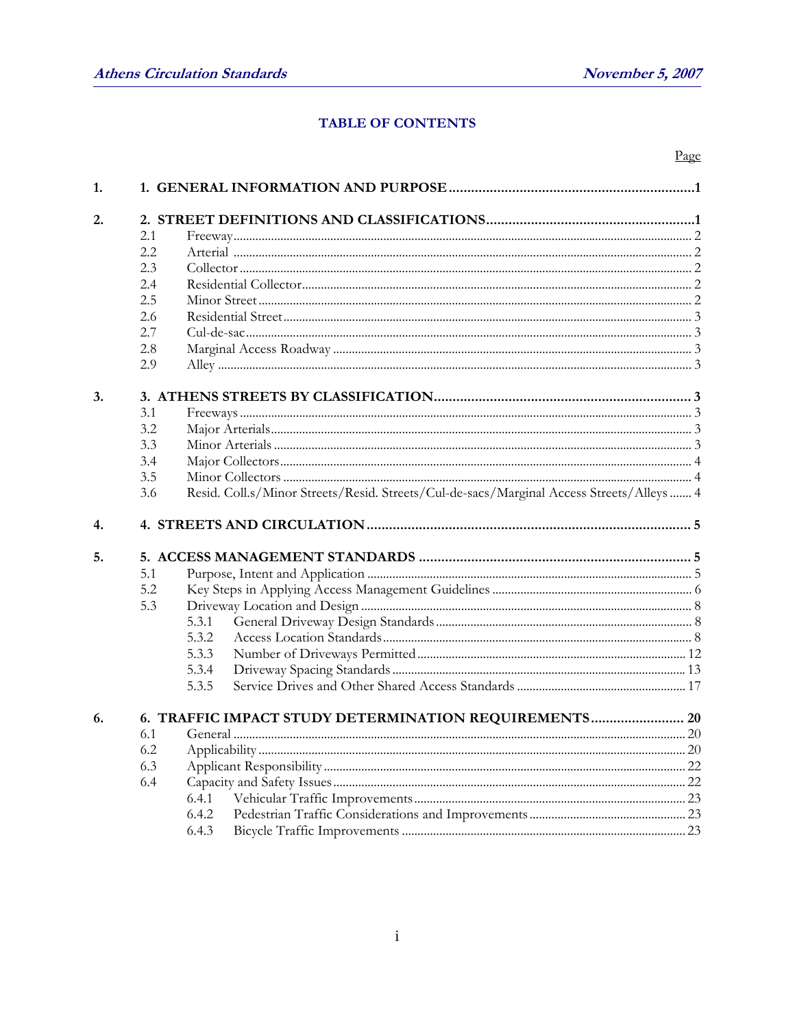## TABLE OF CONTENTS

| | | Page |
|---|---|---|
| 1. | **1. GENERAL INFORMATION AND PURPOSE** | **1** |
| 2. | **2. STREET DEFINITIONS AND CLASSIFICATIONS** | **1** |
| | 2.1 Freeway | 2 |
| | 2.2 Arterial | 2 |
| | 2.3 Collector | 2 |
| | 2.4 Residential Collector | 2 |
| | 2.5 Minor Street | 2 |
| | 2.6 Residential Street | 3 |
| | 2.7 Cul-de-sac | 3 |
| | 2.8 Marginal Access Roadway | 3 |
| | 2.9 Alley | 3 |
| 3. | **3. ATHENS STREETS BY CLASSIFICATION** | **3** |
| | 3.1 Freeways | 3 |
| | 3.2 Major Arterials | 3 |
| | 3.3 Minor Arterials | 3 |
| | 3.4 Major Collectors | 4 |
| | 3.5 Minor Collectors | 4 |
| | 3.6 Resid. Coll.s/Minor Streets/Resid. Streets/Cul-de-sacs/Marginal Access Streets/Alleys | 4 |
| 4. | **4. STREETS AND CIRCULATION** | **5** |
| 5. | **5. ACCESS MANAGEMENT STANDARDS** | **5** |
| | 5.1 Purpose, Intent and Application | 5 |
| | 5.2 Key Steps in Applying Access Management Guidelines | 6 |
| | 5.3 Driveway Location and Design | 8 |
| | 5.3.1 General Driveway Design Standards | 8 |
| | 5.3.2 Access Location Standards | 8 |
| | 5.3.3 Number of Driveways Permitted | 12 |
| | 5.3.4 Driveway Spacing Standards | 13 |
| | 5.3.5 Service Drives and Other Shared Access Standards | 17 |
| 6. | **6. TRAFFIC IMPACT STUDY DETERMINATION REQUIREMENTS** | **20** |
| | 6.1 General | 20 |
| | 6.2 Applicability | 20 |
| | 6.3 Applicant Responsibility | 22 |
| | 6.4 Capacity and Safety Issues | 22 |
| | 6.4.1 Vehicular Traffic Improvements | 23 |
| | 6.4.2 Pedestrian Traffic Considerations and Improvements | 23 |
| | 6.4.3 Bicycle Traffic Improvements | 23 |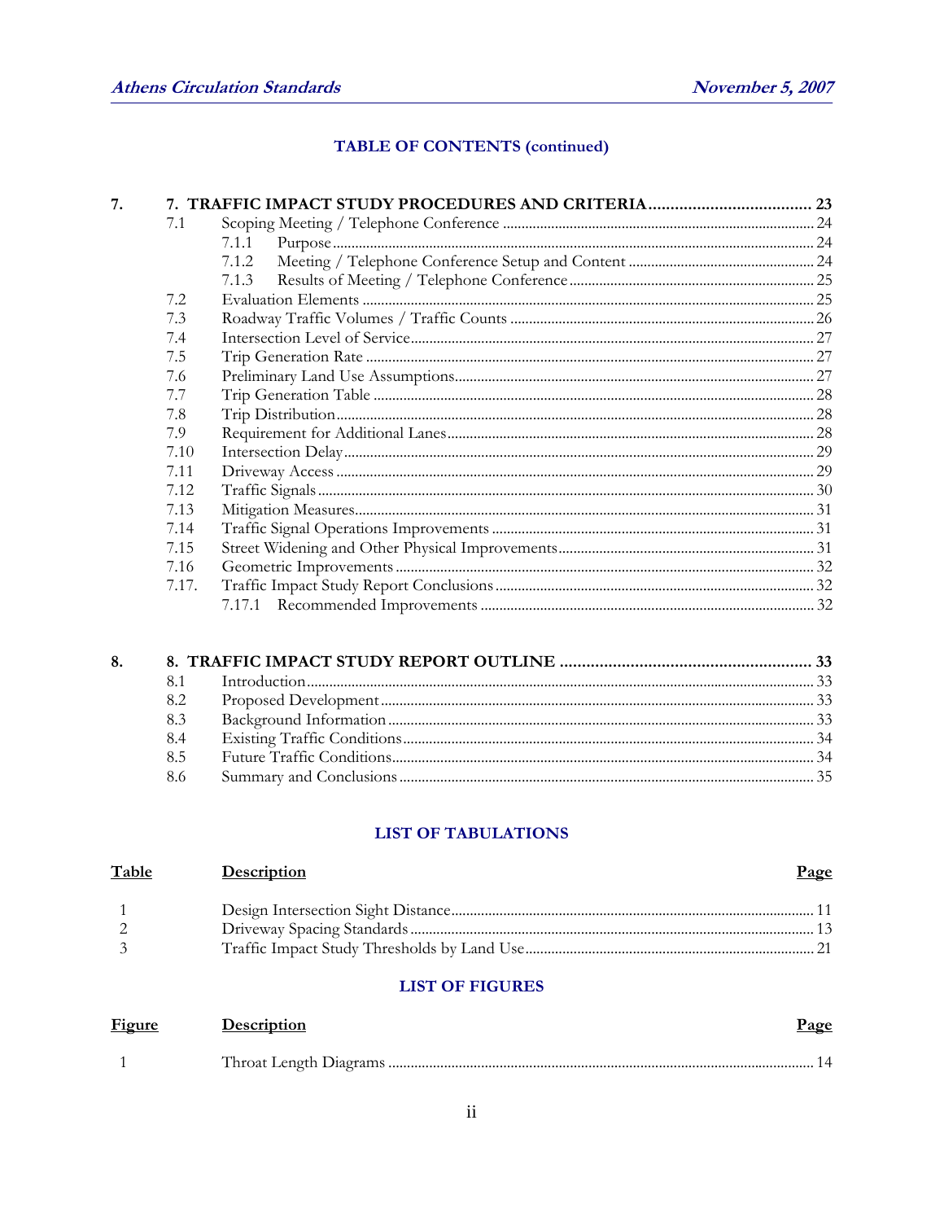## TABLE OF CONTENTS (continued)

**7. TRAFFIC IMPACT STUDY PROCEDURES AND CRITERIA ..... 23**

- 7.1 Scoping Meeting / Telephone Conference ..... 24
  - 7.1.1 Purpose ..... 24
  - 7.1.2 Meeting / Telephone Conference Setup and Content ..... 24
  - 7.1.3 Results of Meeting / Telephone Conference ..... 25
- 7.2 Evaluation Elements ..... 25
- 7.3 Roadway Traffic Volumes / Traffic Counts ..... 26
- 7.4 Intersection Level of Service ..... 27
- 7.5 Trip Generation Rate ..... 27
- 7.6 Preliminary Land Use Assumptions ..... 27
- 7.7 Trip Generation Table ..... 28
- 7.8 Trip Distribution ..... 28
- 7.9 Requirement for Additional Lanes ..... 28
- 7.10 Intersection Delay ..... 29
- 7.11 Driveway Access ..... 29
- 7.12 Traffic Signals ..... 30
- 7.13 Mitigation Measures ..... 31
- 7.14 Traffic Signal Operations Improvements ..... 31
- 7.15 Street Widening and Other Physical Improvements ..... 31
- 7.16 Geometric Improvements ..... 32
- 7.17. Traffic Impact Study Report Conclusions ..... 32
  - 7.17.1 Recommended Improvements ..... 32

**8. TRAFFIC IMPACT STUDY REPORT OUTLINE ..... 33**

- 8.1 Introduction ..... 33
- 8.2 Proposed Development ..... 33
- 8.3 Background Information ..... 33
- 8.4 Existing Traffic Conditions ..... 34
- 8.5 Future Traffic Conditions ..... 34
- 8.6 Summary and Conclusions ..... 35

## LIST OF TABULATIONS

| Table | Description | Page |
|---|---|---|
| 1 | Design Intersection Sight Distance | 11 |
| 2 | Driveway Spacing Standards | 13 |
| 3 | Traffic Impact Study Thresholds by Land Use | 21 |

## LIST OF FIGURES

| Figure | Description | Page |
|---|---|---|
| 1 | Throat Length Diagrams | 14 |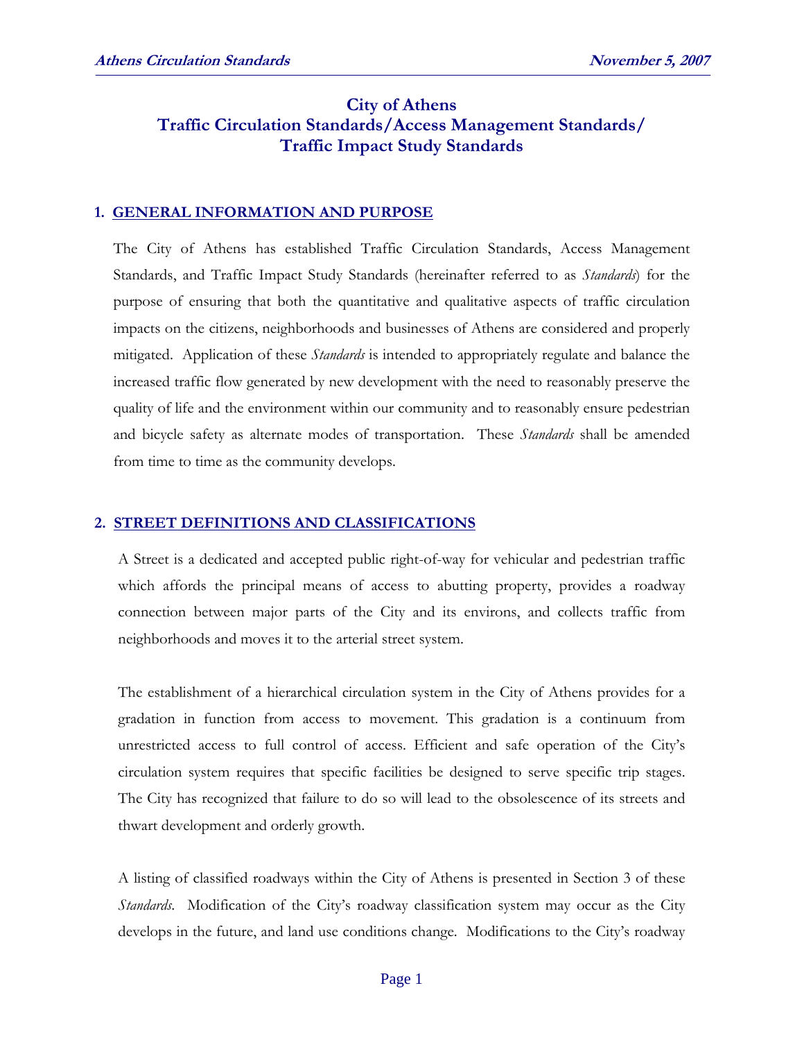# City of Athens
# Traffic Circulation Standards/Access Management Standards/ Traffic Impact Study Standards

## 1. GENERAL INFORMATION AND PURPOSE

The City of Athens has established Traffic Circulation Standards, Access Management Standards, and Traffic Impact Study Standards (hereinafter referred to as *Standards*) for the purpose of ensuring that both the quantitative and qualitative aspects of traffic circulation impacts on the citizens, neighborhoods and businesses of Athens are considered and properly mitigated. Application of these *Standards* is intended to appropriately regulate and balance the increased traffic flow generated by new development with the need to reasonably preserve the quality of life and the environment within our community and to reasonably ensure pedestrian and bicycle safety as alternate modes of transportation. These *Standards* shall be amended from time to time as the community develops.

## 2. STREET DEFINITIONS AND CLASSIFICATIONS

A Street is a dedicated and accepted public right-of-way for vehicular and pedestrian traffic which affords the principal means of access to abutting property, provides a roadway connection between major parts of the City and its environs, and collects traffic from neighborhoods and moves it to the arterial street system.

The establishment of a hierarchical circulation system in the City of Athens provides for a gradation in function from access to movement. This gradation is a continuum from unrestricted access to full control of access. Efficient and safe operation of the City's circulation system requires that specific facilities be designed to serve specific trip stages. The City has recognized that failure to do so will lead to the obsolescence of its streets and thwart development and orderly growth.

A listing of classified roadways within the City of Athens is presented in Section 3 of these *Standards*. Modification of the City's roadway classification system may occur as the City develops in the future, and land use conditions change. Modifications to the City's roadway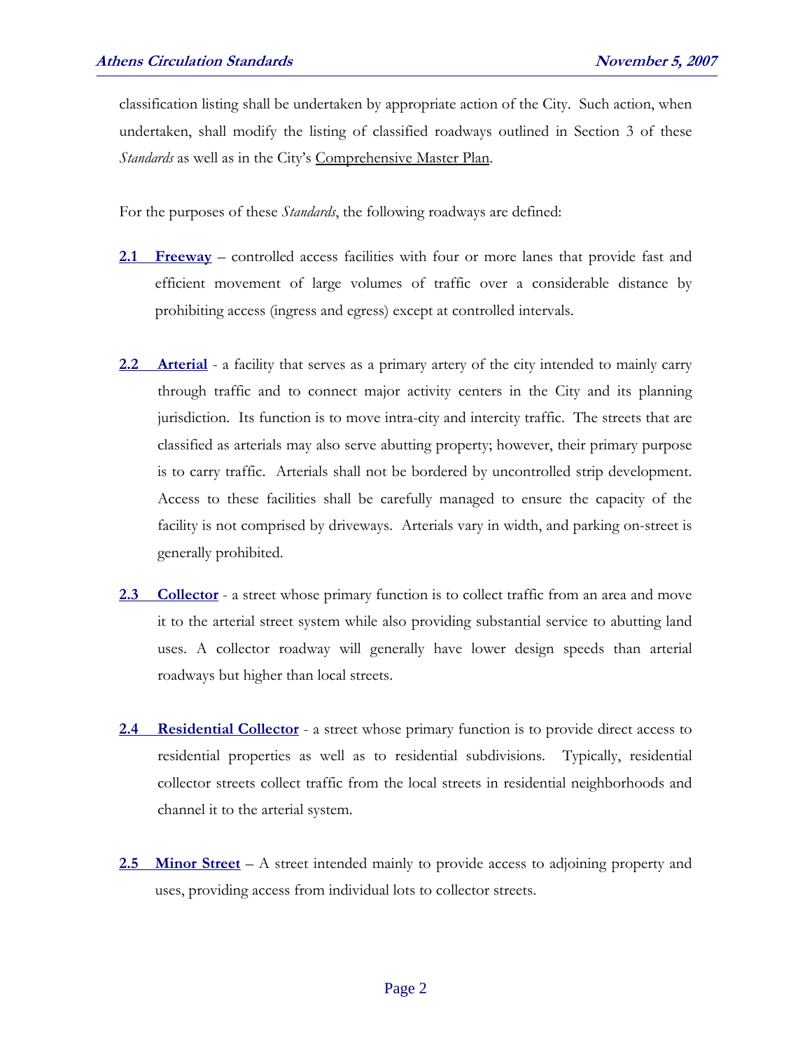classification listing shall be undertaken by appropriate action of the City. Such action, when undertaken, shall modify the listing of classified roadways outlined in Section 3 of these *Standards* as well as in the City's Comprehensive Master Plan.

For the purposes of these *Standards*, the following roadways are defined:

**2.1 Freeway** – controlled access facilities with four or more lanes that provide fast and efficient movement of large volumes of traffic over a considerable distance by prohibiting access (ingress and egress) except at controlled intervals.

**2.2 Arterial** - a facility that serves as a primary artery of the city intended to mainly carry through traffic and to connect major activity centers in the City and its planning jurisdiction. Its function is to move intra-city and intercity traffic. The streets that are classified as arterials may also serve abutting property; however, their primary purpose is to carry traffic. Arterials shall not be bordered by uncontrolled strip development. Access to these facilities shall be carefully managed to ensure the capacity of the facility is not comprised by driveways. Arterials vary in width, and parking on-street is generally prohibited.

**2.3 Collector** - a street whose primary function is to collect traffic from an area and move it to the arterial street system while also providing substantial service to abutting land uses. A collector roadway will generally have lower design speeds than arterial roadways but higher than local streets.

**2.4 Residential Collector** - a street whose primary function is to provide direct access to residential properties as well as to residential subdivisions. Typically, residential collector streets collect traffic from the local streets in residential neighborhoods and channel it to the arterial system.

**2.5 Minor Street** – A street intended mainly to provide access to adjoining property and uses, providing access from individual lots to collector streets.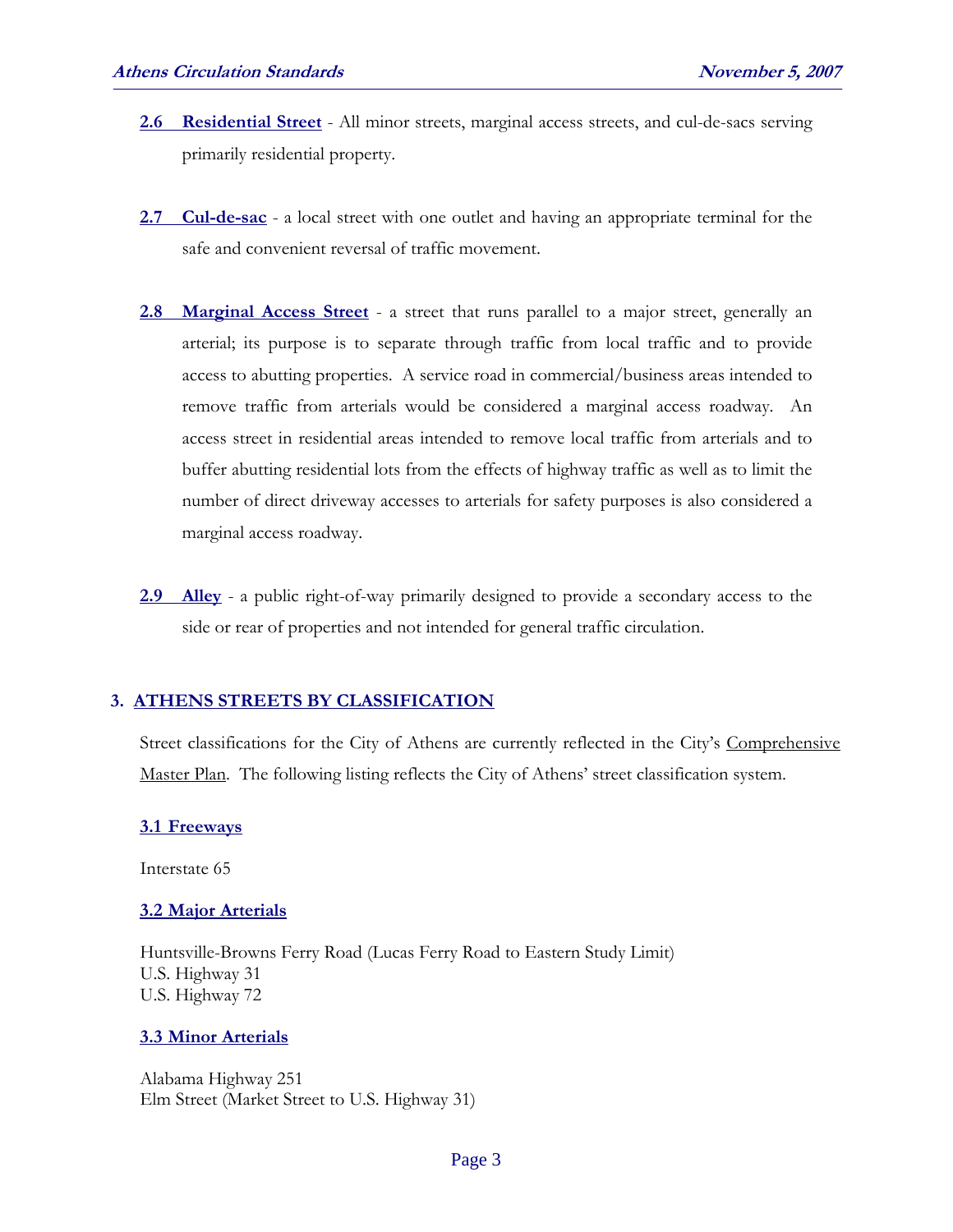**2.6 Residential Street** - All minor streets, marginal access streets, and cul-de-sacs serving primarily residential property.

**2.7 Cul-de-sac** - a local street with one outlet and having an appropriate terminal for the safe and convenient reversal of traffic movement.

**2.8 Marginal Access Street** - a street that runs parallel to a major street, generally an arterial; its purpose is to separate through traffic from local traffic and to provide access to abutting properties. A service road in commercial/business areas intended to remove traffic from arterials would be considered a marginal access roadway. An access street in residential areas intended to remove local traffic from arterials and to buffer abutting residential lots from the effects of highway traffic as well as to limit the number of direct driveway accesses to arterials for safety purposes is also considered a marginal access roadway.

**2.9 Alley** - a public right-of-way primarily designed to provide a secondary access to the side or rear of properties and not intended for general traffic circulation.

## 3. ATHENS STREETS BY CLASSIFICATION

Street classifications for the City of Athens are currently reflected in the City's Comprehensive Master Plan. The following listing reflects the City of Athens' street classification system.

### 3.1 Freeways

Interstate 65

### 3.2 Major Arterials

Huntsville-Browns Ferry Road (Lucas Ferry Road to Eastern Study Limit)
U.S. Highway 31
U.S. Highway 72

### 3.3 Minor Arterials

Alabama Highway 251
Elm Street (Market Street to U.S. Highway 31)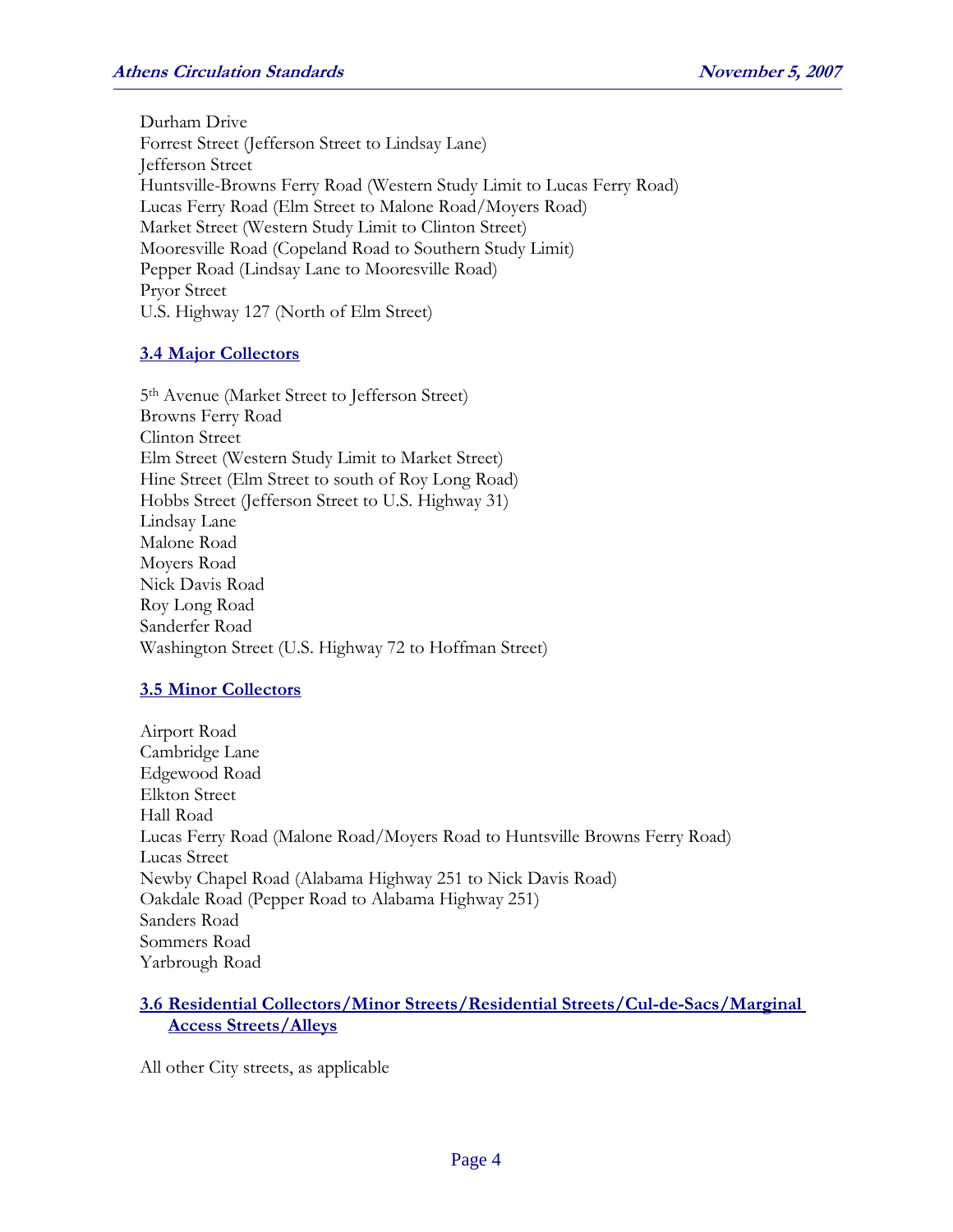Durham Drive
Forrest Street (Jefferson Street to Lindsay Lane)
Jefferson Street
Huntsville-Browns Ferry Road (Western Study Limit to Lucas Ferry Road)
Lucas Ferry Road (Elm Street to Malone Road/Moyers Road)
Market Street (Western Study Limit to Clinton Street)
Mooresville Road (Copeland Road to Southern Study Limit)
Pepper Road (Lindsay Lane to Mooresville Road)
Pryor Street
U.S. Highway 127 (North of Elm Street)

### 3.4 Major Collectors

5th Avenue (Market Street to Jefferson Street)
Browns Ferry Road
Clinton Street
Elm Street (Western Study Limit to Market Street)
Hine Street (Elm Street to south of Roy Long Road)
Hobbs Street (Jefferson Street to U.S. Highway 31)
Lindsay Lane
Malone Road
Moyers Road
Nick Davis Road
Roy Long Road
Sanderfer Road
Washington Street (U.S. Highway 72 to Hoffman Street)

### 3.5 Minor Collectors

Airport Road
Cambridge Lane
Edgewood Road
Elkton Street
Hall Road
Lucas Ferry Road (Malone Road/Moyers Road to Huntsville Browns Ferry Road)
Lucas Street
Newby Chapel Road (Alabama Highway 251 to Nick Davis Road)
Oakdale Road (Pepper Road to Alabama Highway 251)
Sanders Road
Sommers Road
Yarbrough Road

### 3.6 Residential Collectors/Minor Streets/Residential Streets/Cul-de-Sacs/Marginal Access Streets/Alleys

All other City streets, as applicable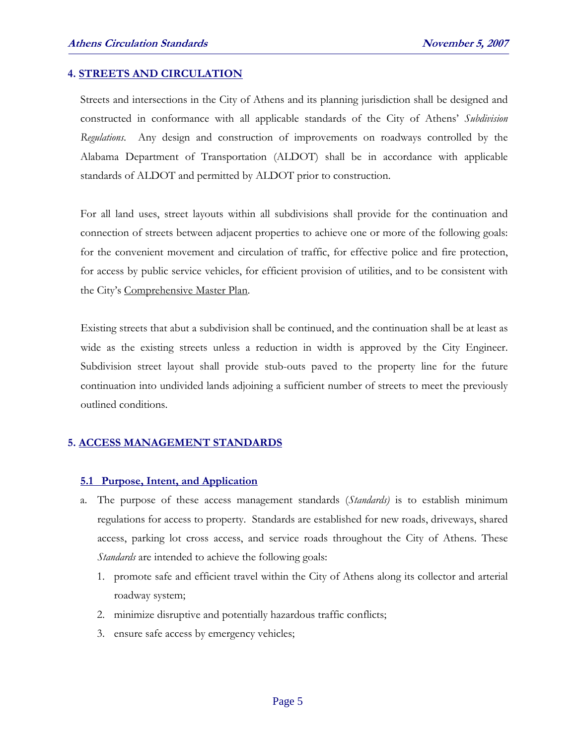## 4. STREETS AND CIRCULATION

Streets and intersections in the City of Athens and its planning jurisdiction shall be designed and constructed in conformance with all applicable standards of the City of Athens' *Subdivision Regulations*. Any design and construction of improvements on roadways controlled by the Alabama Department of Transportation (ALDOT) shall be in accordance with applicable standards of ALDOT and permitted by ALDOT prior to construction.

For all land uses, street layouts within all subdivisions shall provide for the continuation and connection of streets between adjacent properties to achieve one or more of the following goals: for the convenient movement and circulation of traffic, for effective police and fire protection, for access by public service vehicles, for efficient provision of utilities, and to be consistent with the City's Comprehensive Master Plan.

Existing streets that abut a subdivision shall be continued, and the continuation shall be at least as wide as the existing streets unless a reduction in width is approved by the City Engineer. Subdivision street layout shall provide stub-outs paved to the property line for the future continuation into undivided lands adjoining a sufficient number of streets to meet the previously outlined conditions.

## 5. ACCESS MANAGEMENT STANDARDS

### 5.1 Purpose, Intent, and Application

a. The purpose of these access management standards (*Standards)* is to establish minimum regulations for access to property. Standards are established for new roads, driveways, shared access, parking lot cross access, and service roads throughout the City of Athens. These *Standards* are intended to achieve the following goals:

   1. promote safe and efficient travel within the City of Athens along its collector and arterial roadway system;
   2. minimize disruptive and potentially hazardous traffic conflicts;
   3. ensure safe access by emergency vehicles;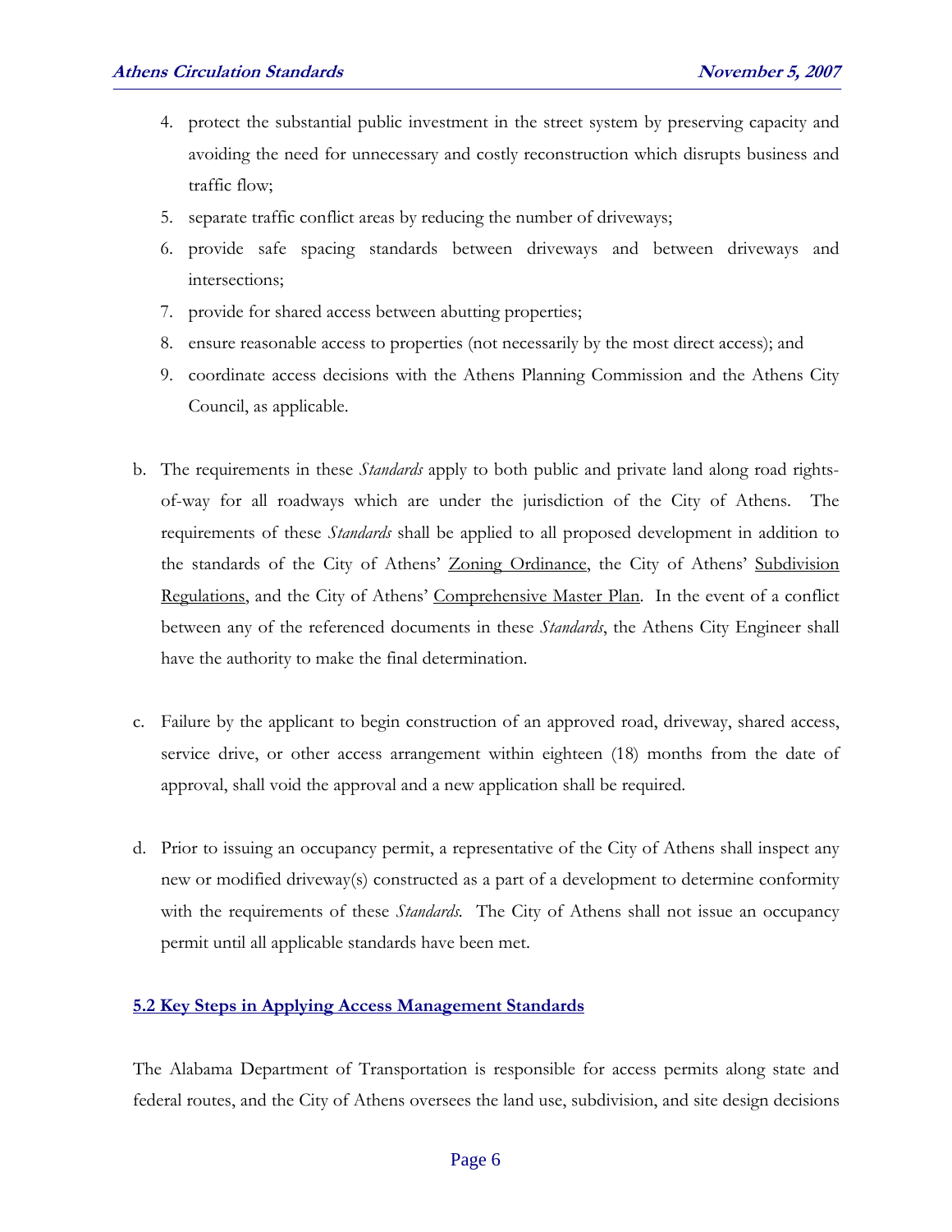4. protect the substantial public investment in the street system by preserving capacity and avoiding the need for unnecessary and costly reconstruction which disrupts business and traffic flow;
5. separate traffic conflict areas by reducing the number of driveways;
6. provide safe spacing standards between driveways and between driveways and intersections;
7. provide for shared access between abutting properties;
8. ensure reasonable access to properties (not necessarily by the most direct access); and
9. coordinate access decisions with the Athens Planning Commission and the Athens City Council, as applicable.

b. The requirements in these *Standards* apply to both public and private land along road rights-of-way for all roadways which are under the jurisdiction of the City of Athens. The requirements of these *Standards* shall be applied to all proposed development in addition to the standards of the City of Athens' Zoning Ordinance, the City of Athens' Subdivision Regulations, and the City of Athens' Comprehensive Master Plan. In the event of a conflict between any of the referenced documents in these *Standards*, the Athens City Engineer shall have the authority to make the final determination.

c. Failure by the applicant to begin construction of an approved road, driveway, shared access, service drive, or other access arrangement within eighteen (18) months from the date of approval, shall void the approval and a new application shall be required.

d. Prior to issuing an occupancy permit, a representative of the City of Athens shall inspect any new or modified driveway(s) constructed as a part of a development to determine conformity with the requirements of these *Standards.* The City of Athens shall not issue an occupancy permit until all applicable standards have been met.

## 5.2 Key Steps in Applying Access Management Standards

The Alabama Department of Transportation is responsible for access permits along state and federal routes, and the City of Athens oversees the land use, subdivision, and site design decisions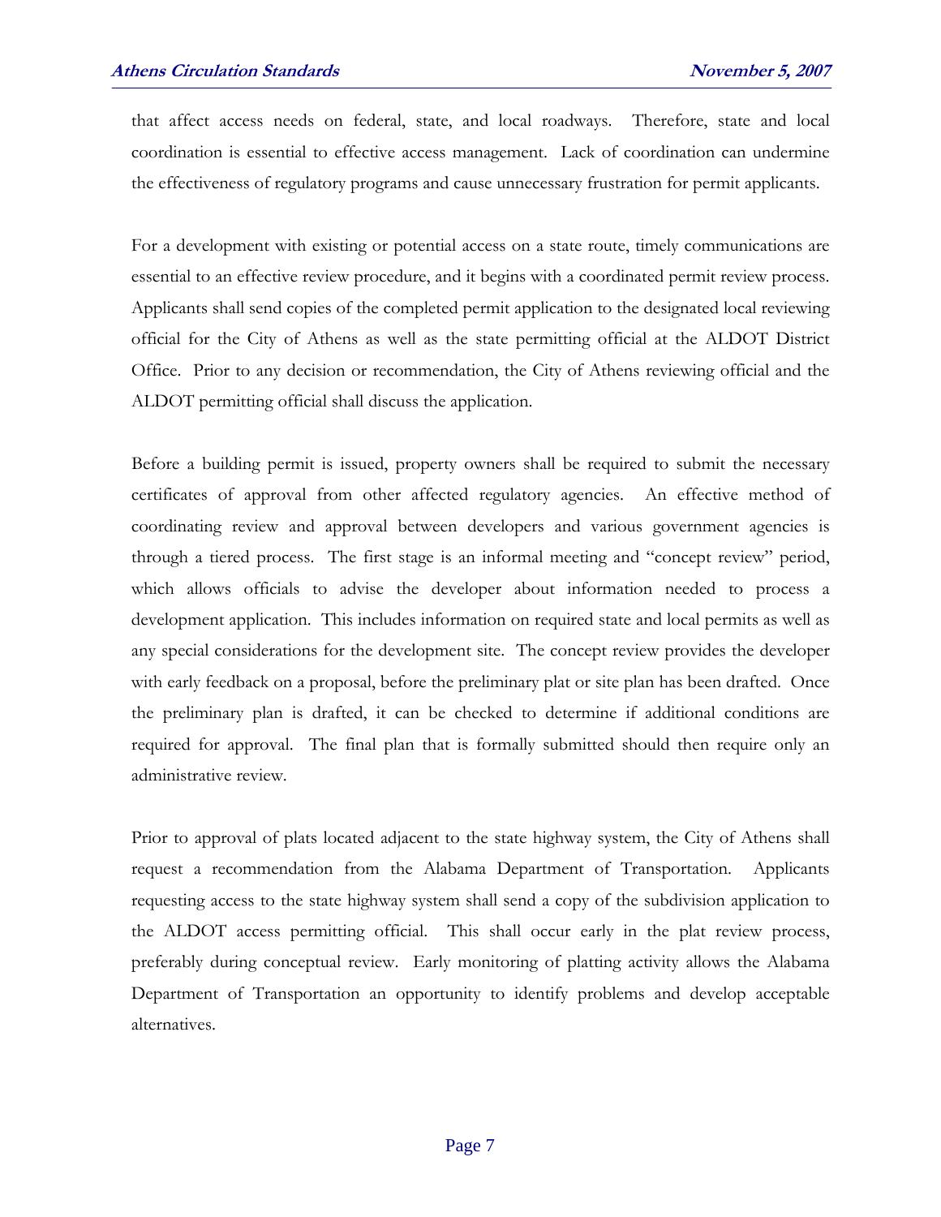that affect access needs on federal, state, and local roadways. Therefore, state and local coordination is essential to effective access management. Lack of coordination can undermine the effectiveness of regulatory programs and cause unnecessary frustration for permit applicants.

For a development with existing or potential access on a state route, timely communications are essential to an effective review procedure, and it begins with a coordinated permit review process. Applicants shall send copies of the completed permit application to the designated local reviewing official for the City of Athens as well as the state permitting official at the ALDOT District Office. Prior to any decision or recommendation, the City of Athens reviewing official and the ALDOT permitting official shall discuss the application.

Before a building permit is issued, property owners shall be required to submit the necessary certificates of approval from other affected regulatory agencies. An effective method of coordinating review and approval between developers and various government agencies is through a tiered process. The first stage is an informal meeting and "concept review" period, which allows officials to advise the developer about information needed to process a development application. This includes information on required state and local permits as well as any special considerations for the development site. The concept review provides the developer with early feedback on a proposal, before the preliminary plat or site plan has been drafted. Once the preliminary plan is drafted, it can be checked to determine if additional conditions are required for approval. The final plan that is formally submitted should then require only an administrative review.

Prior to approval of plats located adjacent to the state highway system, the City of Athens shall request a recommendation from the Alabama Department of Transportation. Applicants requesting access to the state highway system shall send a copy of the subdivision application to the ALDOT access permitting official. This shall occur early in the plat review process, preferably during conceptual review. Early monitoring of platting activity allows the Alabama Department of Transportation an opportunity to identify problems and develop acceptable alternatives.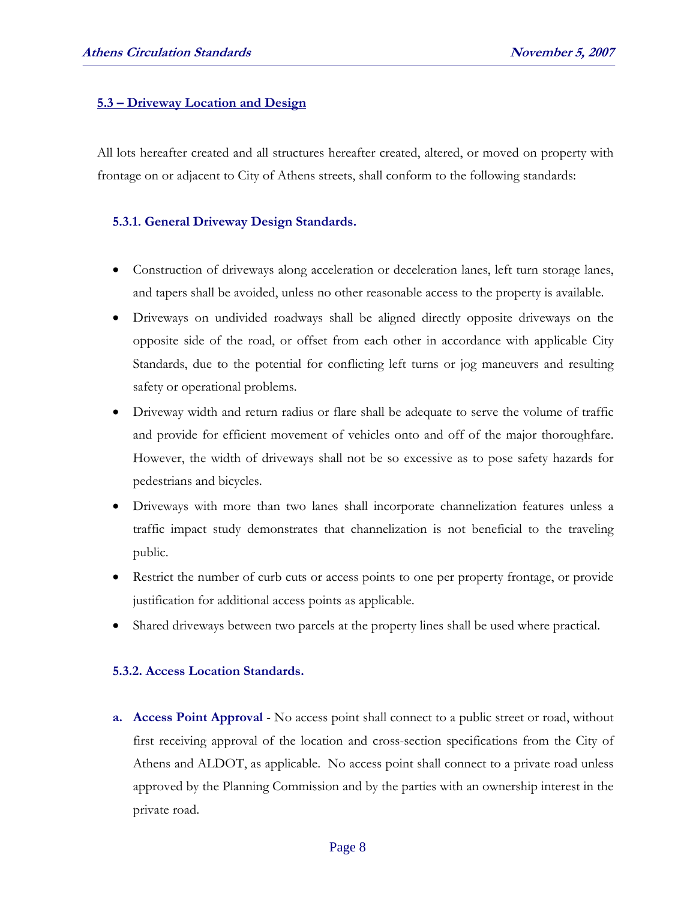## 5.3 – Driveway Location and Design

All lots hereafter created and all structures hereafter created, altered, or moved on property with frontage on or adjacent to City of Athens streets, shall conform to the following standards:

### 5.3.1. General Driveway Design Standards.

- Construction of driveways along acceleration or deceleration lanes, left turn storage lanes, and tapers shall be avoided, unless no other reasonable access to the property is available.
- Driveways on undivided roadways shall be aligned directly opposite driveways on the opposite side of the road, or offset from each other in accordance with applicable City Standards, due to the potential for conflicting left turns or jog maneuvers and resulting safety or operational problems.
- Driveway width and return radius or flare shall be adequate to serve the volume of traffic and provide for efficient movement of vehicles onto and off of the major thoroughfare. However, the width of driveways shall not be so excessive as to pose safety hazards for pedestrians and bicycles.
- Driveways with more than two lanes shall incorporate channelization features unless a traffic impact study demonstrates that channelization is not beneficial to the traveling public.
- Restrict the number of curb cuts or access points to one per property frontage, or provide justification for additional access points as applicable.
- Shared driveways between two parcels at the property lines shall be used where practical.

### 5.3.2. Access Location Standards.

a. **Access Point Approval** - No access point shall connect to a public street or road, without first receiving approval of the location and cross-section specifications from the City of Athens and ALDOT, as applicable. No access point shall connect to a private road unless approved by the Planning Commission and by the parties with an ownership interest in the private road.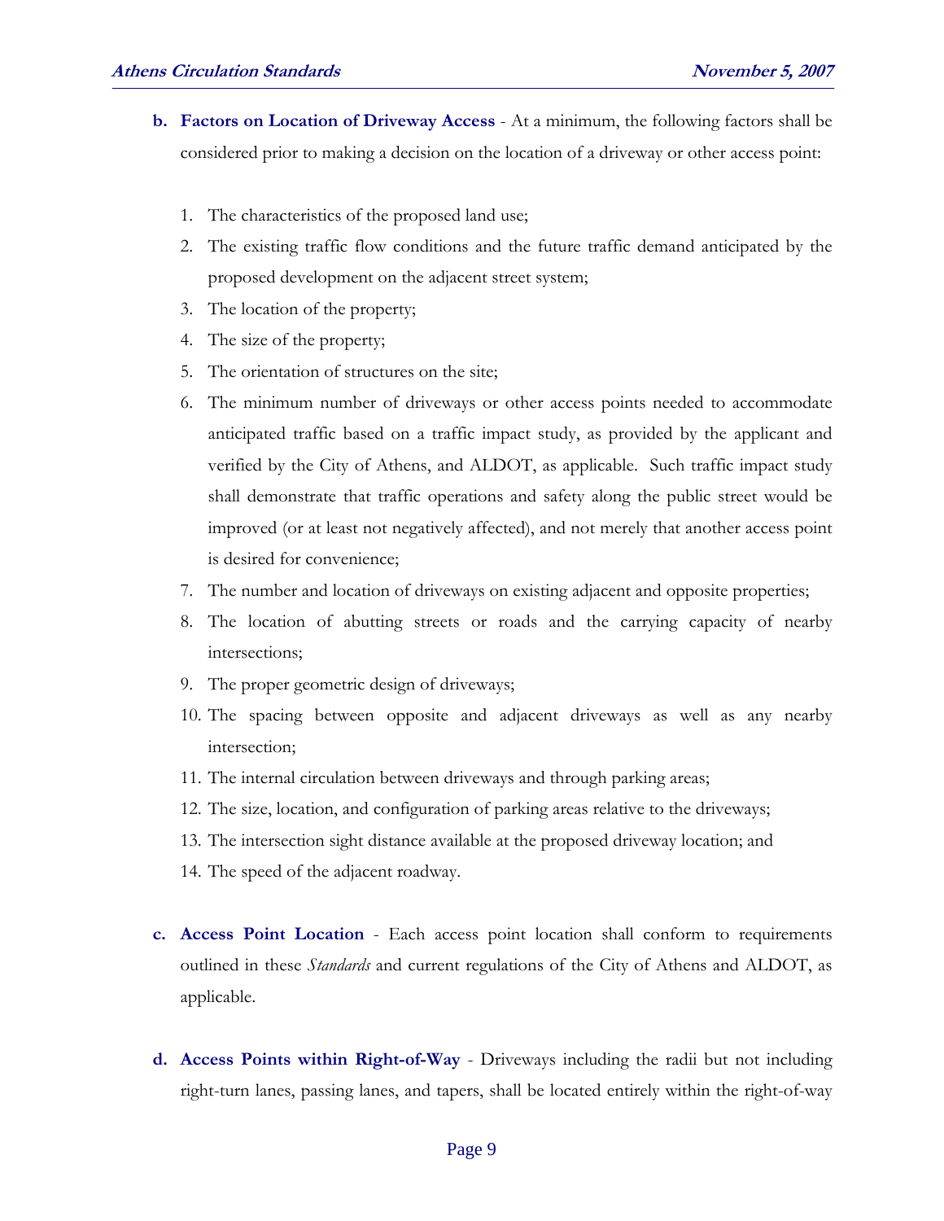b. **Factors on Location of Driveway Access** - At a minimum, the following factors shall be considered prior to making a decision on the location of a driveway or other access point:

   1. The characteristics of the proposed land use;
   2. The existing traffic flow conditions and the future traffic demand anticipated by the proposed development on the adjacent street system;
   3. The location of the property;
   4. The size of the property;
   5. The orientation of structures on the site;
   6. The minimum number of driveways or other access points needed to accommodate anticipated traffic based on a traffic impact study, as provided by the applicant and verified by the City of Athens, and ALDOT, as applicable. Such traffic impact study shall demonstrate that traffic operations and safety along the public street would be improved (or at least not negatively affected), and not merely that another access point is desired for convenience;
   7. The number and location of driveways on existing adjacent and opposite properties;
   8. The location of abutting streets or roads and the carrying capacity of nearby intersections;
   9. The proper geometric design of driveways;
   10. The spacing between opposite and adjacent driveways as well as any nearby intersection;
   11. The internal circulation between driveways and through parking areas;
   12. The size, location, and configuration of parking areas relative to the driveways;
   13. The intersection sight distance available at the proposed driveway location; and
   14. The speed of the adjacent roadway.

c. **Access Point Location** - Each access point location shall conform to requirements outlined in these *Standards* and current regulations of the City of Athens and ALDOT, as applicable.

d. **Access Points within Right-of-Way** - Driveways including the radii but not including right-turn lanes, passing lanes, and tapers, shall be located entirely within the right-of-way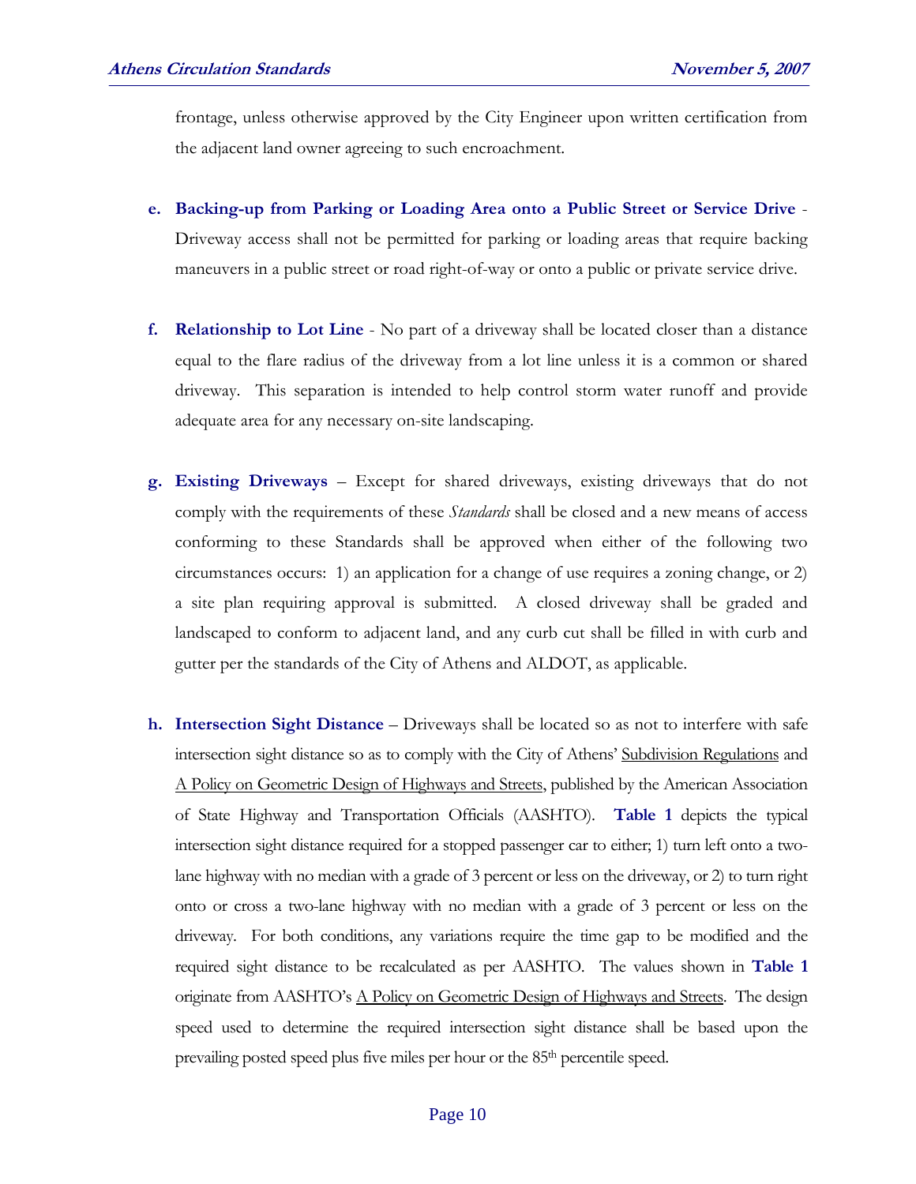frontage, unless otherwise approved by the City Engineer upon written certification from the adjacent land owner agreeing to such encroachment.

**e. Backing-up from Parking or Loading Area onto a Public Street or Service Drive** - Driveway access shall not be permitted for parking or loading areas that require backing maneuvers in a public street or road right-of-way or onto a public or private service drive.

**f. Relationship to Lot Line** - No part of a driveway shall be located closer than a distance equal to the flare radius of the driveway from a lot line unless it is a common or shared driveway. This separation is intended to help control storm water runoff and provide adequate area for any necessary on-site landscaping.

**g. Existing Driveways** – Except for shared driveways, existing driveways that do not comply with the requirements of these *Standards* shall be closed and a new means of access conforming to these Standards shall be approved when either of the following two circumstances occurs: 1) an application for a change of use requires a zoning change, or 2) a site plan requiring approval is submitted. A closed driveway shall be graded and landscaped to conform to adjacent land, and any curb cut shall be filled in with curb and gutter per the standards of the City of Athens and ALDOT, as applicable.

**h. Intersection Sight Distance** – Driveways shall be located so as not to interfere with safe intersection sight distance so as to comply with the City of Athens' Subdivision Regulations and A Policy on Geometric Design of Highways and Streets, published by the American Association of State Highway and Transportation Officials (AASHTO). **Table 1** depicts the typical intersection sight distance required for a stopped passenger car to either; 1) turn left onto a two-lane highway with no median with a grade of 3 percent or less on the driveway, or 2) to turn right onto or cross a two-lane highway with no median with a grade of 3 percent or less on the driveway. For both conditions, any variations require the time gap to be modified and the required sight distance to be recalculated as per AASHTO. The values shown in **Table 1** originate from AASHTO's A Policy on Geometric Design of Highways and Streets. The design speed used to determine the required intersection sight distance shall be based upon the prevailing posted speed plus five miles per hour or the 85th percentile speed.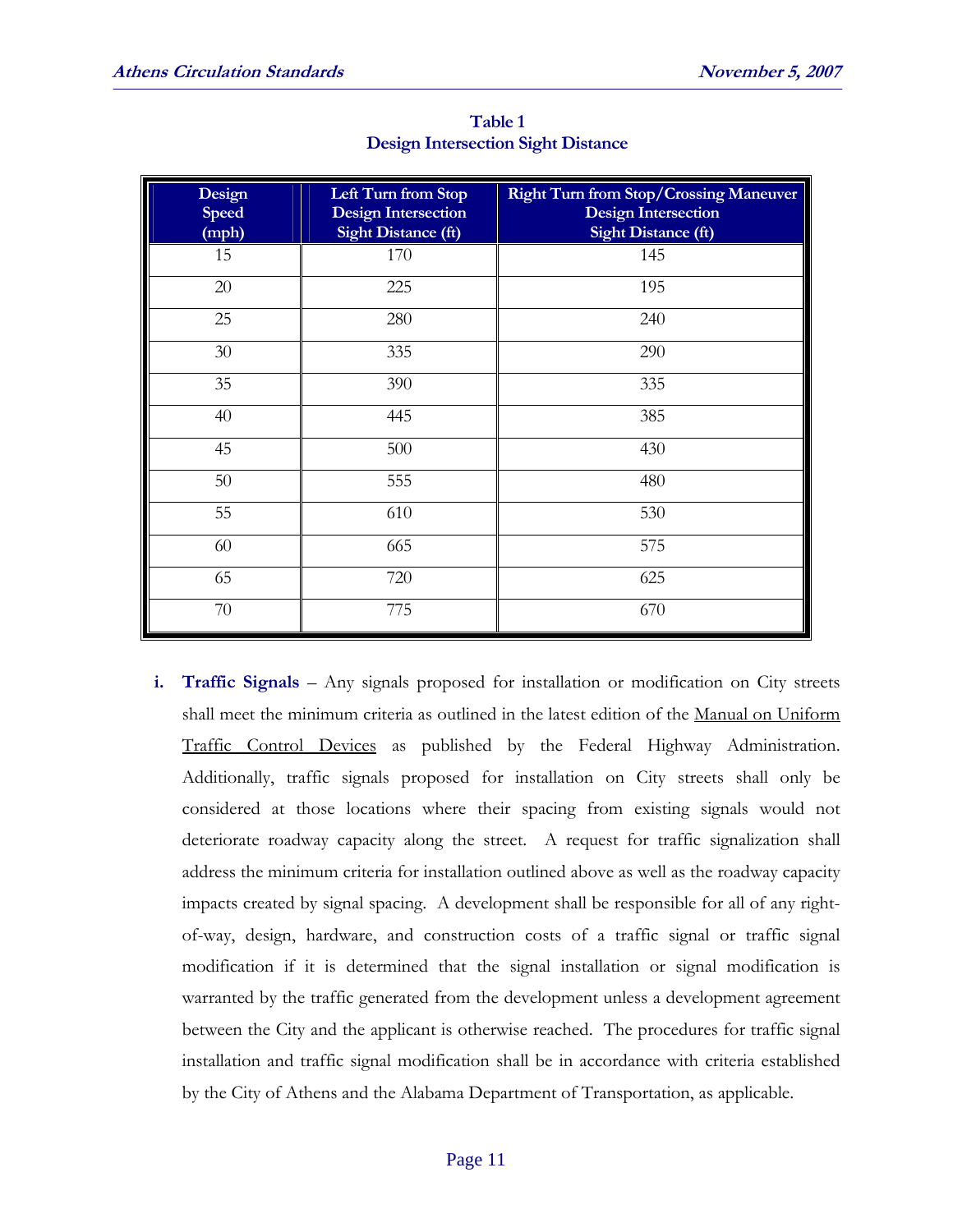**Table 1**
**Design Intersection Sight Distance**

| Design Speed (mph) | Left Turn from Stop Design Intersection Sight Distance (ft) | Right Turn from Stop/Crossing Maneuver Design Intersection Sight Distance (ft) |
|---|---|---|
| 15 | 170 | 145 |
| 20 | 225 | 195 |
| 25 | 280 | 240 |
| 30 | 335 | 290 |
| 35 | 390 | 335 |
| 40 | 445 | 385 |
| 45 | 500 | 430 |
| 50 | 555 | 480 |
| 55 | 610 | 530 |
| 60 | 665 | 575 |
| 65 | 720 | 625 |
| 70 | 775 | 670 |

**i. Traffic Signals** – Any signals proposed for installation or modification on City streets shall meet the minimum criteria as outlined in the latest edition of the Manual on Uniform Traffic Control Devices as published by the Federal Highway Administration. Additionally, traffic signals proposed for installation on City streets shall only be considered at those locations where their spacing from existing signals would not deteriorate roadway capacity along the street. A request for traffic signalization shall address the minimum criteria for installation outlined above as well as the roadway capacity impacts created by signal spacing. A development shall be responsible for all of any right-of-way, design, hardware, and construction costs of a traffic signal or traffic signal modification if it is determined that the signal installation or signal modification is warranted by the traffic generated from the development unless a development agreement between the City and the applicant is otherwise reached. The procedures for traffic signal installation and traffic signal modification shall be in accordance with criteria established by the City of Athens and the Alabama Department of Transportation, as applicable.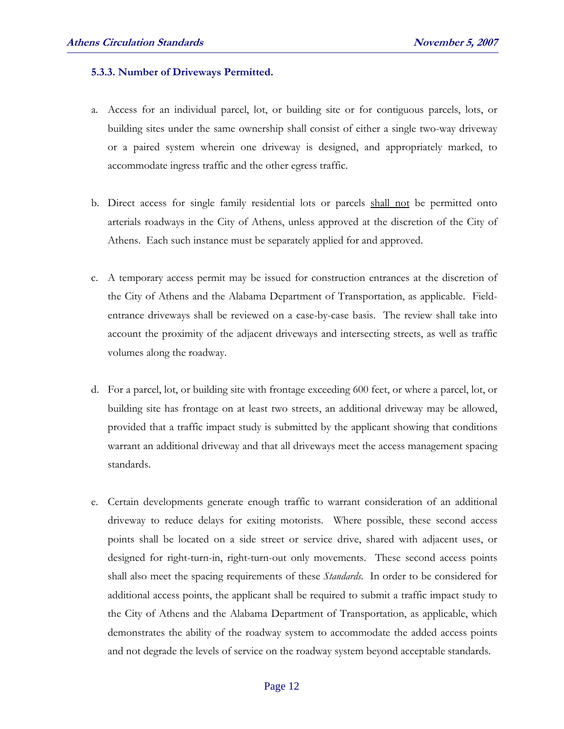#### 5.3.3. Number of Driveways Permitted.

a. Access for an individual parcel, lot, or building site or for contiguous parcels, lots, or building sites under the same ownership shall consist of either a single two-way driveway or a paired system wherein one driveway is designed, and appropriately marked, to accommodate ingress traffic and the other egress traffic.

b. Direct access for single family residential lots or parcels <u>shall not</u> be permitted onto arterials roadways in the City of Athens, unless approved at the discretion of the City of Athens. Each such instance must be separately applied for and approved.

c. A temporary access permit may be issued for construction entrances at the discretion of the City of Athens and the Alabama Department of Transportation, as applicable. Field-entrance driveways shall be reviewed on a case-by-case basis. The review shall take into account the proximity of the adjacent driveways and intersecting streets, as well as traffic volumes along the roadway.

d. For a parcel, lot, or building site with frontage exceeding 600 feet, or where a parcel, lot, or building site has frontage on at least two streets, an additional driveway may be allowed, provided that a traffic impact study is submitted by the applicant showing that conditions warrant an additional driveway and that all driveways meet the access management spacing standards.

e. Certain developments generate enough traffic to warrant consideration of an additional driveway to reduce delays for exiting motorists. Where possible, these second access points shall be located on a side street or service drive, shared with adjacent uses, or designed for right-turn-in, right-turn-out only movements. These second access points shall also meet the spacing requirements of these *Standards*. In order to be considered for additional access points, the applicant shall be required to submit a traffic impact study to the City of Athens and the Alabama Department of Transportation, as applicable, which demonstrates the ability of the roadway system to accommodate the added access points and not degrade the levels of service on the roadway system beyond acceptable standards.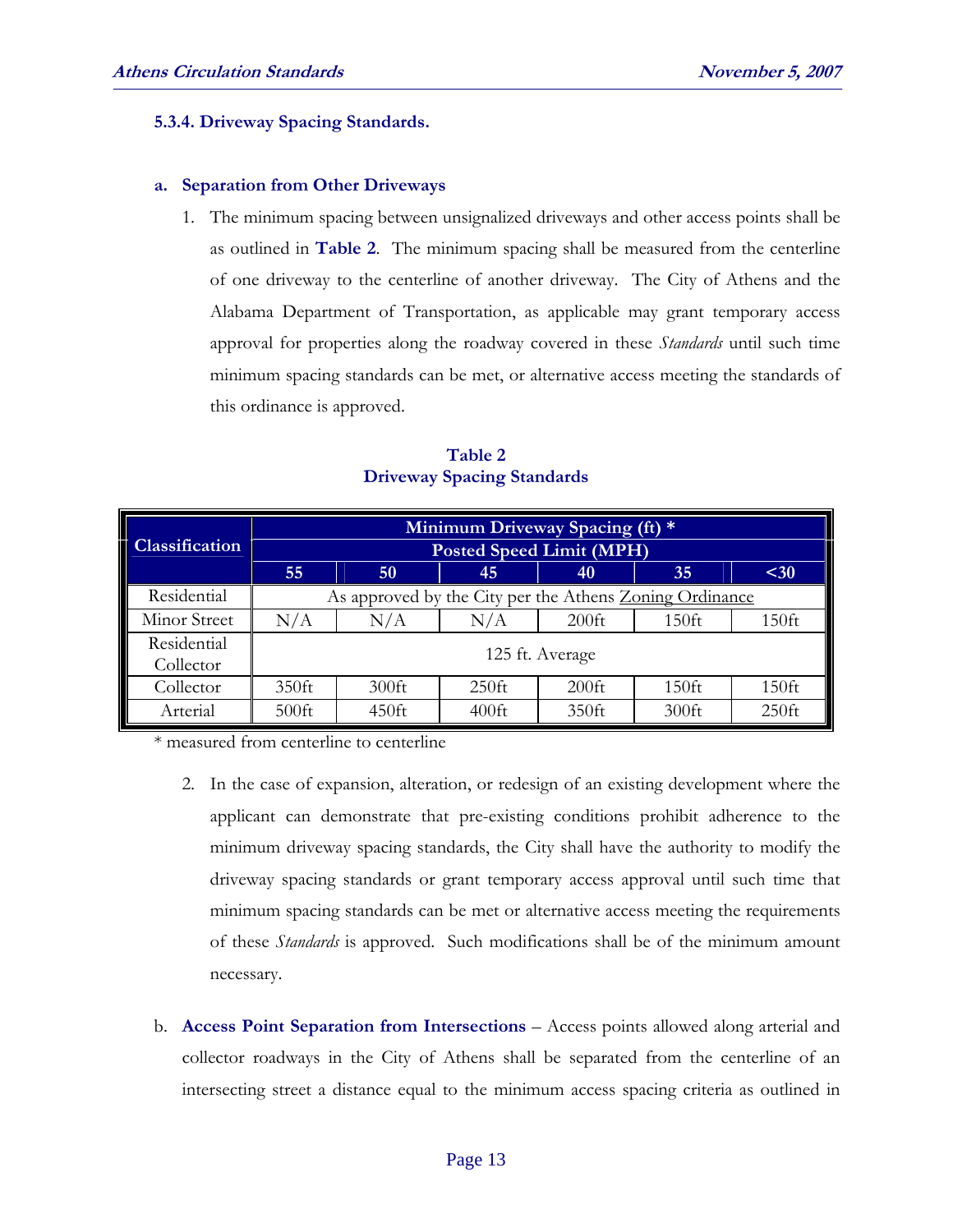### 5.3.4. Driveway Spacing Standards.

#### a. Separation from Other Driveways

1. The minimum spacing between unsignalized driveways and other access points shall be as outlined in **Table 2**. The minimum spacing shall be measured from the centerline of one driveway to the centerline of another driveway. The City of Athens and the Alabama Department of Transportation, as applicable may grant temporary access approval for properties along the roadway covered in these *Standards* until such time minimum spacing standards can be met, or alternative access meeting the standards of this ordinance is approved.

**Table 2**
**Driveway Spacing Standards**

| Classification | Minimum Driveway Spacing (ft) * Posted Speed Limit (MPH) | | | | | |
|---|---|---|---|---|---|---|
| | 55 | 50 | 45 | 40 | 35 | <30 |
| Residential | As approved by the City per the Athens Zoning Ordinance | | | | | |
| Minor Street | N/A | N/A | N/A | 200ft | 150ft | 150ft |
| Residential Collector | 125 ft. Average | | | | | |
| Collector | 350ft | 300ft | 250ft | 200ft | 150ft | 150ft |
| Arterial | 500ft | 450ft | 400ft | 350ft | 300ft | 250ft |

* measured from centerline to centerline

2. In the case of expansion, alteration, or redesign of an existing development where the applicant can demonstrate that pre-existing conditions prohibit adherence to the minimum driveway spacing standards, the City shall have the authority to modify the driveway spacing standards or grant temporary access approval until such time that minimum spacing standards can be met or alternative access meeting the requirements of these *Standards* is approved. Such modifications shall be of the minimum amount necessary.

b. **Access Point Separation from Intersections** – Access points allowed along arterial and collector roadways in the City of Athens shall be separated from the centerline of an intersecting street a distance equal to the minimum access spacing criteria as outlined in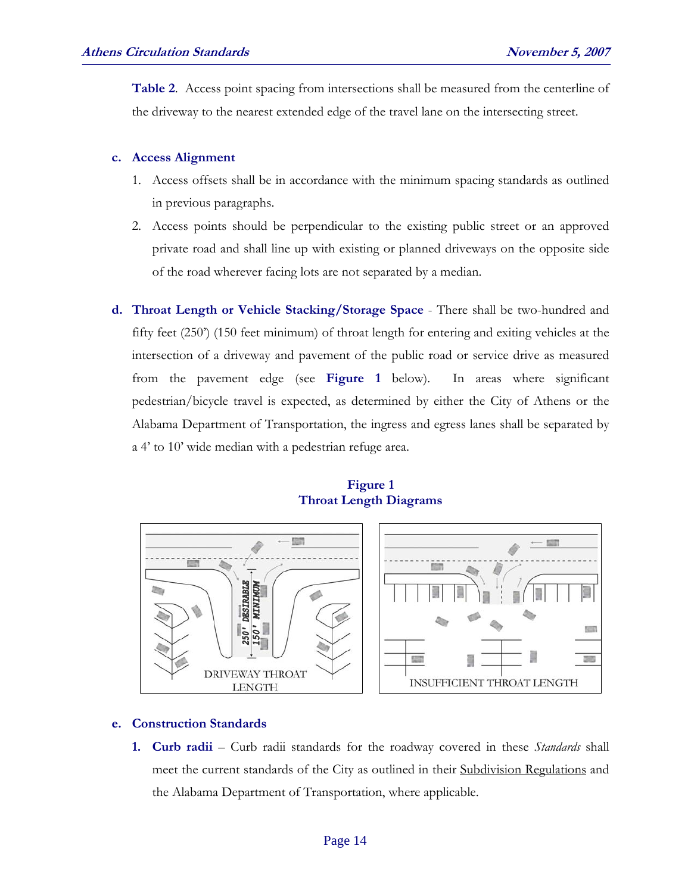**Table 2**. Access point spacing from intersections shall be measured from the centerline of the driveway to the nearest extended edge of the travel lane on the intersecting street.

**c. Access Alignment**

1. Access offsets shall be in accordance with the minimum spacing standards as outlined in previous paragraphs.
2. Access points should be perpendicular to the existing public street or an approved private road and shall line up with existing or planned driveways on the opposite side of the road wherever facing lots are not separated by a median.

**d. Throat Length or Vehicle Stacking/Storage Space** - There shall be two-hundred and fifty feet (250') (150 feet minimum) of throat length for entering and exiting vehicles at the intersection of a driveway and pavement of the public road or service drive as measured from the pavement edge (see **Figure 1** below). In areas where significant pedestrian/bicycle travel is expected, as determined by either the City of Athens or the Alabama Department of Transportation, the ingress and egress lanes shall be separated by a 4' to 10' wide median with a pedestrian refuge area.

**Figure 1**
**Throat Length Diagrams**

DRIVEWAY THROAT LENGTH — 250' DESIRABLE, 150' MINIMUM

INSUFFICIENT THROAT LENGTH

**e. Construction Standards**

1. **Curb radii** – Curb radii standards for the roadway covered in these *Standards* shall meet the current standards of the City as outlined in their Subdivision Regulations and the Alabama Department of Transportation, where applicable.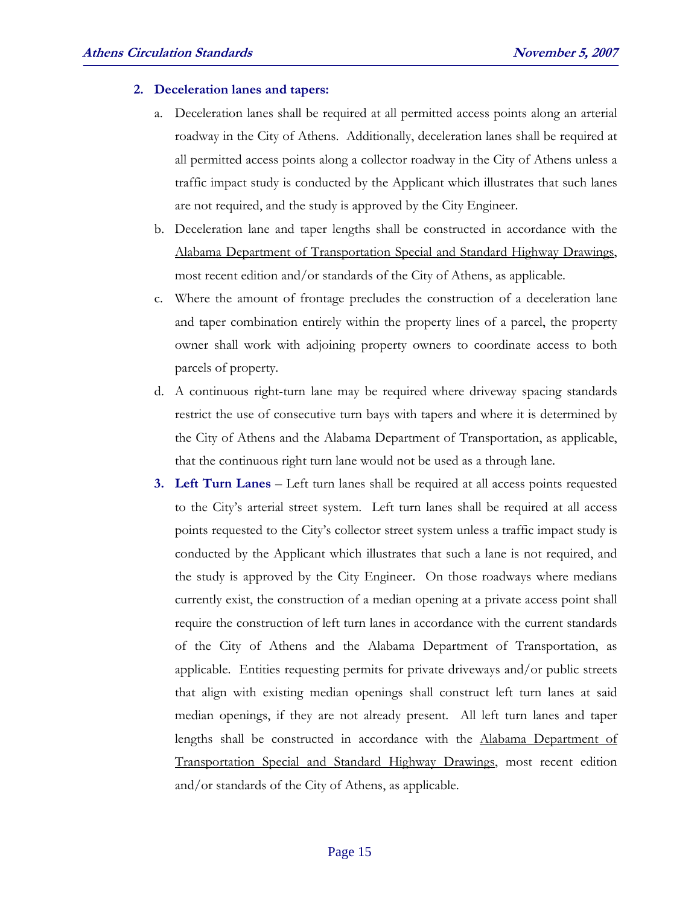**2. Deceleration lanes and tapers:**

a. Deceleration lanes shall be required at all permitted access points along an arterial roadway in the City of Athens. Additionally, deceleration lanes shall be required at all permitted access points along a collector roadway in the City of Athens unless a traffic impact study is conducted by the Applicant which illustrates that such lanes are not required, and the study is approved by the City Engineer.

b. Deceleration lane and taper lengths shall be constructed in accordance with the Alabama Department of Transportation Special and Standard Highway Drawings, most recent edition and/or standards of the City of Athens, as applicable.

c. Where the amount of frontage precludes the construction of a deceleration lane and taper combination entirely within the property lines of a parcel, the property owner shall work with adjoining property owners to coordinate access to both parcels of property.

d. A continuous right-turn lane may be required where driveway spacing standards restrict the use of consecutive turn bays with tapers and where it is determined by the City of Athens and the Alabama Department of Transportation, as applicable, that the continuous right turn lane would not be used as a through lane.

**3. Left Turn Lanes** – Left turn lanes shall be required at all access points requested to the City's arterial street system. Left turn lanes shall be required at all access points requested to the City's collector street system unless a traffic impact study is conducted by the Applicant which illustrates that such a lane is not required, and the study is approved by the City Engineer. On those roadways where medians currently exist, the construction of a median opening at a private access point shall require the construction of left turn lanes in accordance with the current standards of the City of Athens and the Alabama Department of Transportation, as applicable. Entities requesting permits for private driveways and/or public streets that align with existing median openings shall construct left turn lanes at said median openings, if they are not already present. All left turn lanes and taper lengths shall be constructed in accordance with the Alabama Department of Transportation Special and Standard Highway Drawings, most recent edition and/or standards of the City of Athens, as applicable.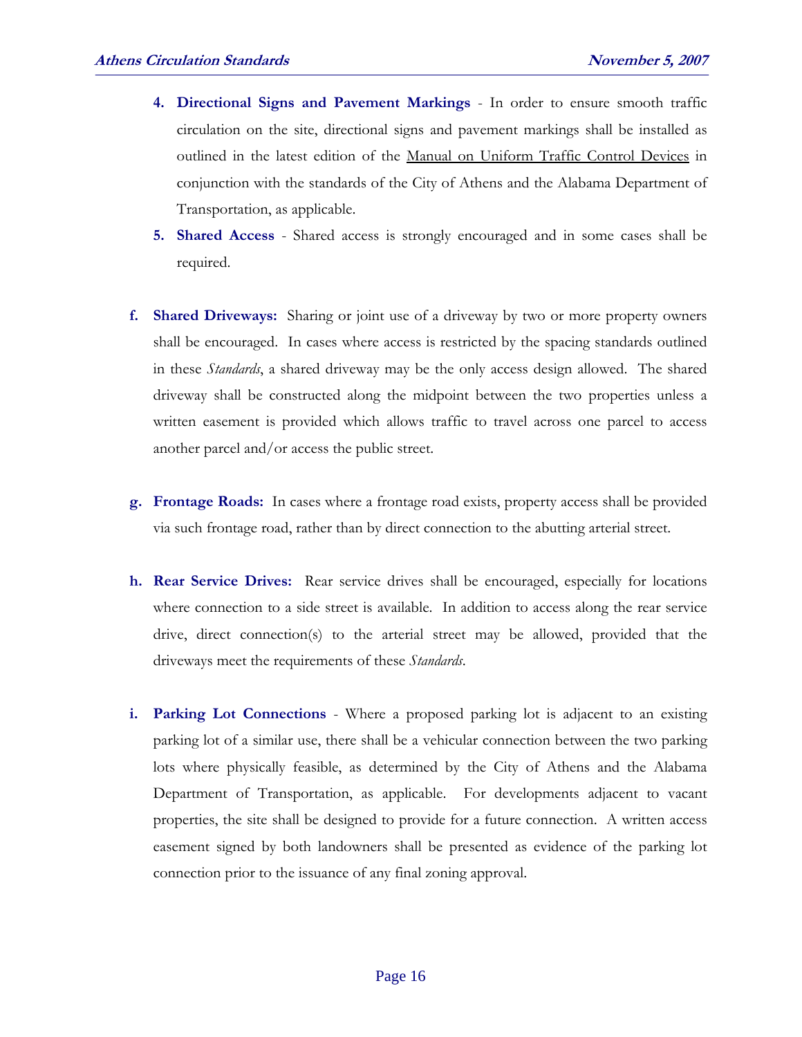4. **Directional Signs and Pavement Markings** - In order to ensure smooth traffic circulation on the site, directional signs and pavement markings shall be installed as outlined in the latest edition of the Manual on Uniform Traffic Control Devices in conjunction with the standards of the City of Athens and the Alabama Department of Transportation, as applicable.
5. **Shared Access** - Shared access is strongly encouraged and in some cases shall be required.

f. **Shared Driveways:** Sharing or joint use of a driveway by two or more property owners shall be encouraged. In cases where access is restricted by the spacing standards outlined in these *Standards*, a shared driveway may be the only access design allowed. The shared driveway shall be constructed along the midpoint between the two properties unless a written easement is provided which allows traffic to travel across one parcel to access another parcel and/or access the public street.

g. **Frontage Roads:** In cases where a frontage road exists, property access shall be provided via such frontage road, rather than by direct connection to the abutting arterial street.

h. **Rear Service Drives:** Rear service drives shall be encouraged, especially for locations where connection to a side street is available. In addition to access along the rear service drive, direct connection(s) to the arterial street may be allowed, provided that the driveways meet the requirements of these *Standards*.

i. **Parking Lot Connections** - Where a proposed parking lot is adjacent to an existing parking lot of a similar use, there shall be a vehicular connection between the two parking lots where physically feasible, as determined by the City of Athens and the Alabama Department of Transportation, as applicable. For developments adjacent to vacant properties, the site shall be designed to provide for a future connection. A written access easement signed by both landowners shall be presented as evidence of the parking lot connection prior to the issuance of any final zoning approval.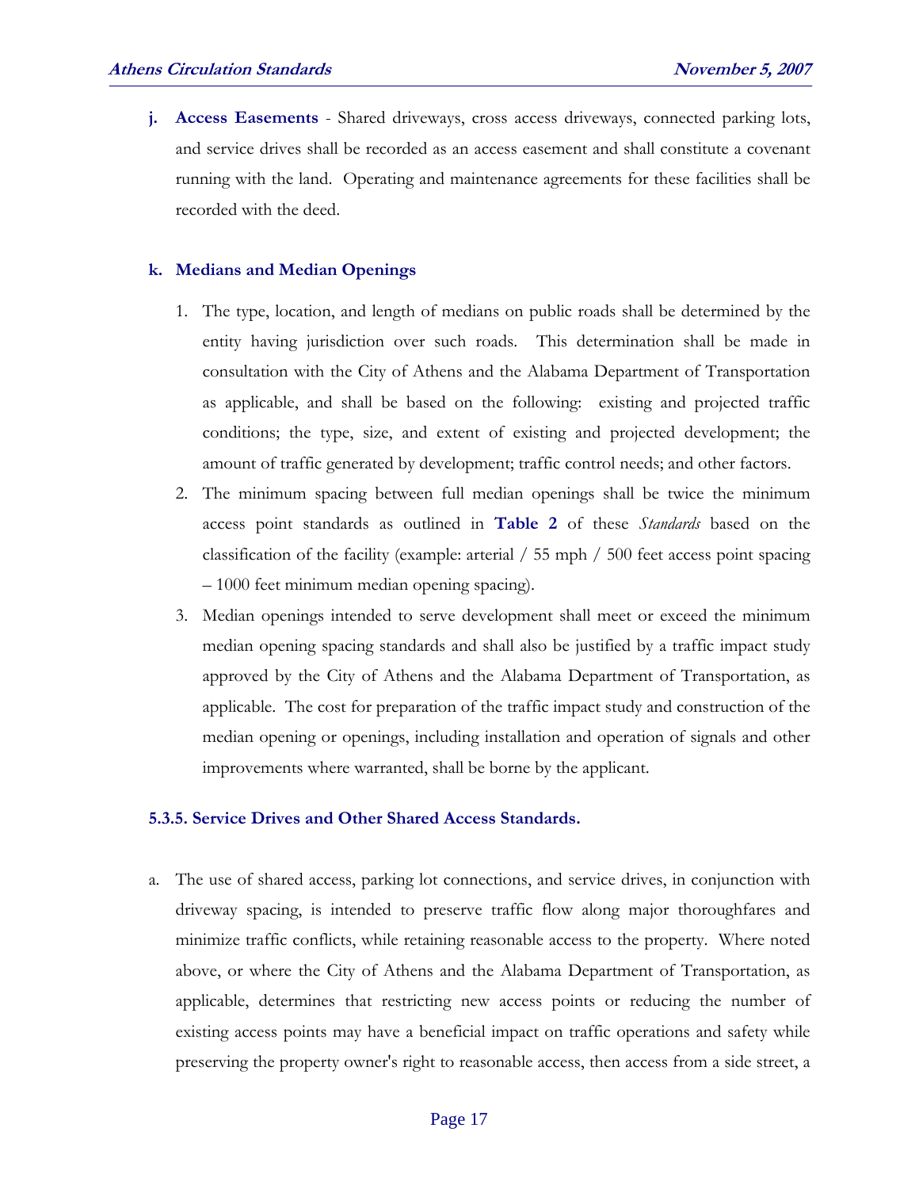**j. Access Easements** - Shared driveways, cross access driveways, connected parking lots, and service drives shall be recorded as an access easement and shall constitute a covenant running with the land. Operating and maintenance agreements for these facilities shall be recorded with the deed.

**k. Medians and Median Openings**

1. The type, location, and length of medians on public roads shall be determined by the entity having jurisdiction over such roads. This determination shall be made in consultation with the City of Athens and the Alabama Department of Transportation as applicable, and shall be based on the following: existing and projected traffic conditions; the type, size, and extent of existing and projected development; the amount of traffic generated by development; traffic control needs; and other factors.
2. The minimum spacing between full median openings shall be twice the minimum access point standards as outlined in **Table 2** of these *Standards* based on the classification of the facility (example: arterial / 55 mph / 500 feet access point spacing – 1000 feet minimum median opening spacing).
3. Median openings intended to serve development shall meet or exceed the minimum median opening spacing standards and shall also be justified by a traffic impact study approved by the City of Athens and the Alabama Department of Transportation, as applicable. The cost for preparation of the traffic impact study and construction of the median opening or openings, including installation and operation of signals and other improvements where warranted, shall be borne by the applicant.

### 5.3.5. Service Drives and Other Shared Access Standards.

a. The use of shared access, parking lot connections, and service drives, in conjunction with driveway spacing, is intended to preserve traffic flow along major thoroughfares and minimize traffic conflicts, while retaining reasonable access to the property. Where noted above, or where the City of Athens and the Alabama Department of Transportation, as applicable, determines that restricting new access points or reducing the number of existing access points may have a beneficial impact on traffic operations and safety while preserving the property owner's right to reasonable access, then access from a side street, a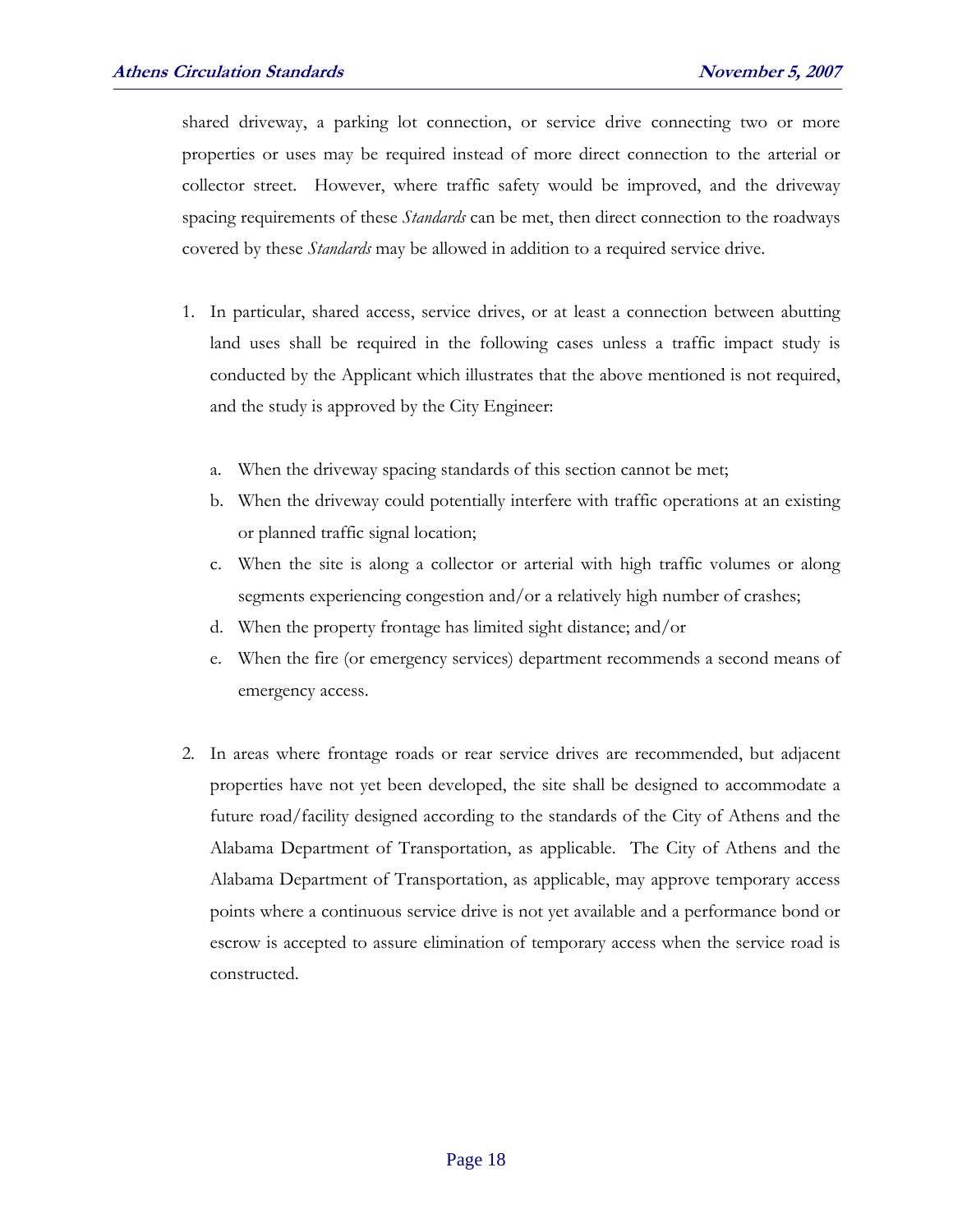shared driveway, a parking lot connection, or service drive connecting two or more properties or uses may be required instead of more direct connection to the arterial or collector street. However, where traffic safety would be improved, and the driveway spacing requirements of these *Standards* can be met, then direct connection to the roadways covered by these *Standards* may be allowed in addition to a required service drive.

1. In particular, shared access, service drives, or at least a connection between abutting land uses shall be required in the following cases unless a traffic impact study is conducted by the Applicant which illustrates that the above mentioned is not required, and the study is approved by the City Engineer:

   a. When the driveway spacing standards of this section cannot be met;
   b. When the driveway could potentially interfere with traffic operations at an existing or planned traffic signal location;
   c. When the site is along a collector or arterial with high traffic volumes or along segments experiencing congestion and/or a relatively high number of crashes;
   d. When the property frontage has limited sight distance; and/or
   e. When the fire (or emergency services) department recommends a second means of emergency access.

2. In areas where frontage roads or rear service drives are recommended, but adjacent properties have not yet been developed, the site shall be designed to accommodate a future road/facility designed according to the standards of the City of Athens and the Alabama Department of Transportation, as applicable. The City of Athens and the Alabama Department of Transportation, as applicable, may approve temporary access points where a continuous service drive is not yet available and a performance bond or escrow is accepted to assure elimination of temporary access when the service road is constructed.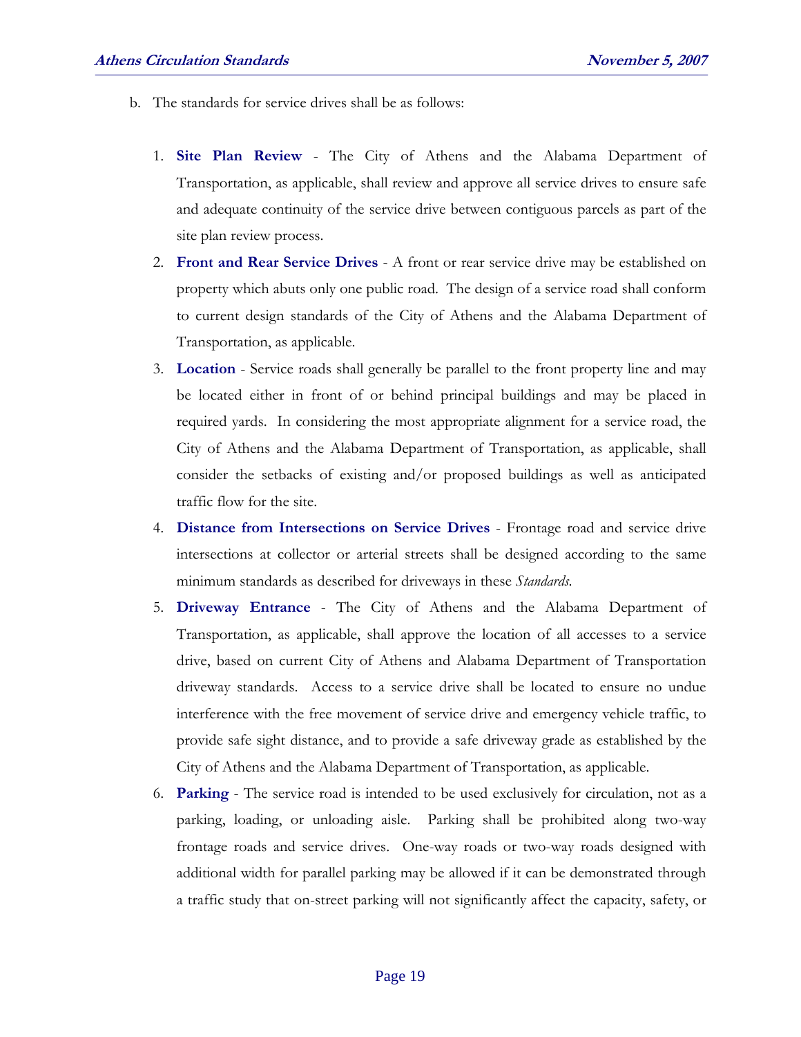b. The standards for service drives shall be as follows:

   1. **Site Plan Review** - The City of Athens and the Alabama Department of Transportation, as applicable, shall review and approve all service drives to ensure safe and adequate continuity of the service drive between contiguous parcels as part of the site plan review process.
   2. **Front and Rear Service Drives** - A front or rear service drive may be established on property which abuts only one public road. The design of a service road shall conform to current design standards of the City of Athens and the Alabama Department of Transportation, as applicable.
   3. **Location** - Service roads shall generally be parallel to the front property line and may be located either in front of or behind principal buildings and may be placed in required yards. In considering the most appropriate alignment for a service road, the City of Athens and the Alabama Department of Transportation, as applicable, shall consider the setbacks of existing and/or proposed buildings as well as anticipated traffic flow for the site.
   4. **Distance from Intersections on Service Drives** - Frontage road and service drive intersections at collector or arterial streets shall be designed according to the same minimum standards as described for driveways in these *Standards*.
   5. **Driveway Entrance** - The City of Athens and the Alabama Department of Transportation, as applicable, shall approve the location of all accesses to a service drive, based on current City of Athens and Alabama Department of Transportation driveway standards. Access to a service drive shall be located to ensure no undue interference with the free movement of service drive and emergency vehicle traffic, to provide safe sight distance, and to provide a safe driveway grade as established by the City of Athens and the Alabama Department of Transportation, as applicable.
   6. **Parking** - The service road is intended to be used exclusively for circulation, not as a parking, loading, or unloading aisle. Parking shall be prohibited along two-way frontage roads and service drives. One-way roads or two-way roads designed with additional width for parallel parking may be allowed if it can be demonstrated through a traffic study that on-street parking will not significantly affect the capacity, safety, or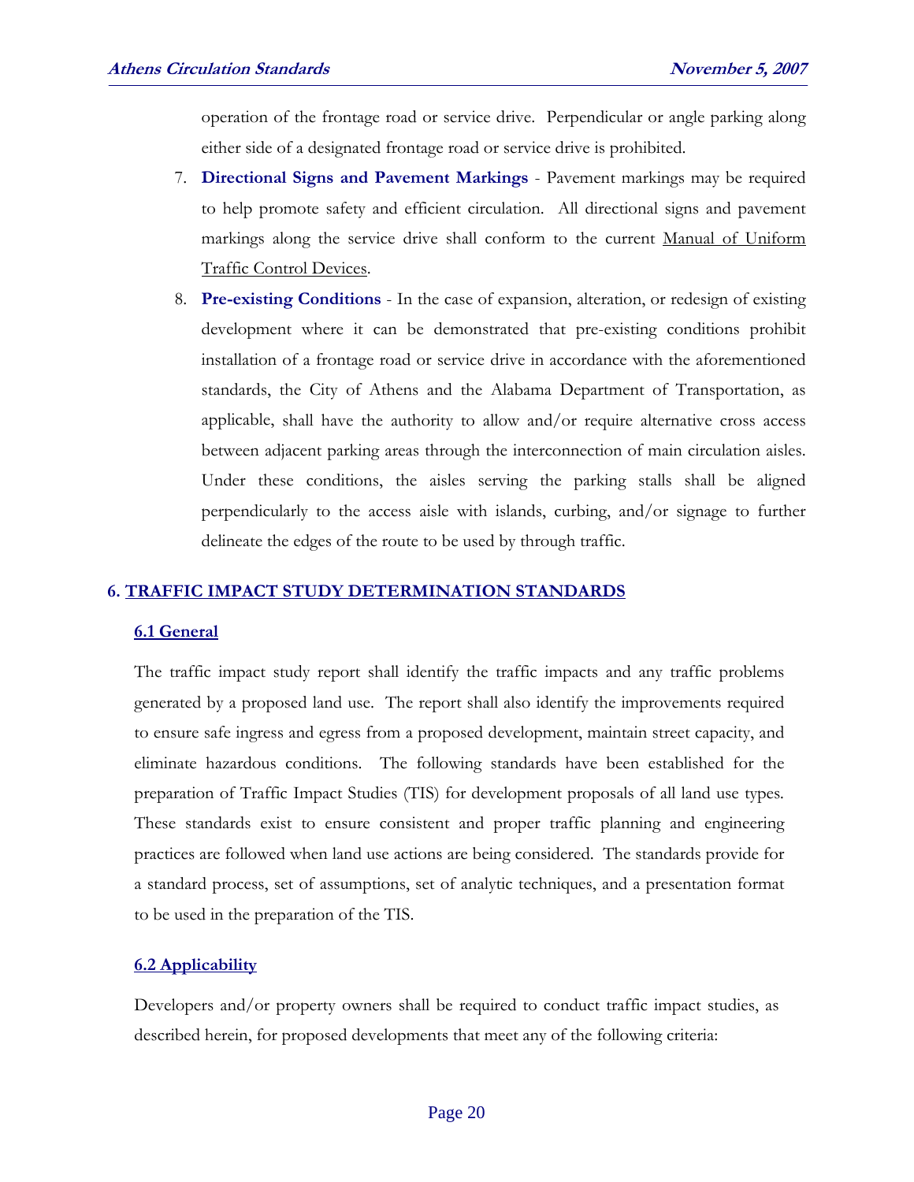operation of the frontage road or service drive. Perpendicular or angle parking along either side of a designated frontage road or service drive is prohibited.

7. **Directional Signs and Pavement Markings** - Pavement markings may be required to help promote safety and efficient circulation. All directional signs and pavement markings along the service drive shall conform to the current Manual of Uniform Traffic Control Devices.
8. **Pre-existing Conditions** - In the case of expansion, alteration, or redesign of existing development where it can be demonstrated that pre-existing conditions prohibit installation of a frontage road or service drive in accordance with the aforementioned standards, the City of Athens and the Alabama Department of Transportation, as applicable, shall have the authority to allow and/or require alternative cross access between adjacent parking areas through the interconnection of main circulation aisles. Under these conditions, the aisles serving the parking stalls shall be aligned perpendicularly to the access aisle with islands, curbing, and/or signage to further delineate the edges of the route to be used by through traffic.

## 6. TRAFFIC IMPACT STUDY DETERMINATION STANDARDS

### 6.1 General

The traffic impact study report shall identify the traffic impacts and any traffic problems generated by a proposed land use. The report shall also identify the improvements required to ensure safe ingress and egress from a proposed development, maintain street capacity, and eliminate hazardous conditions. The following standards have been established for the preparation of Traffic Impact Studies (TIS) for development proposals of all land use types. These standards exist to ensure consistent and proper traffic planning and engineering practices are followed when land use actions are being considered. The standards provide for a standard process, set of assumptions, set of analytic techniques, and a presentation format to be used in the preparation of the TIS.

### 6.2 Applicability

Developers and/or property owners shall be required to conduct traffic impact studies, as described herein, for proposed developments that meet any of the following criteria: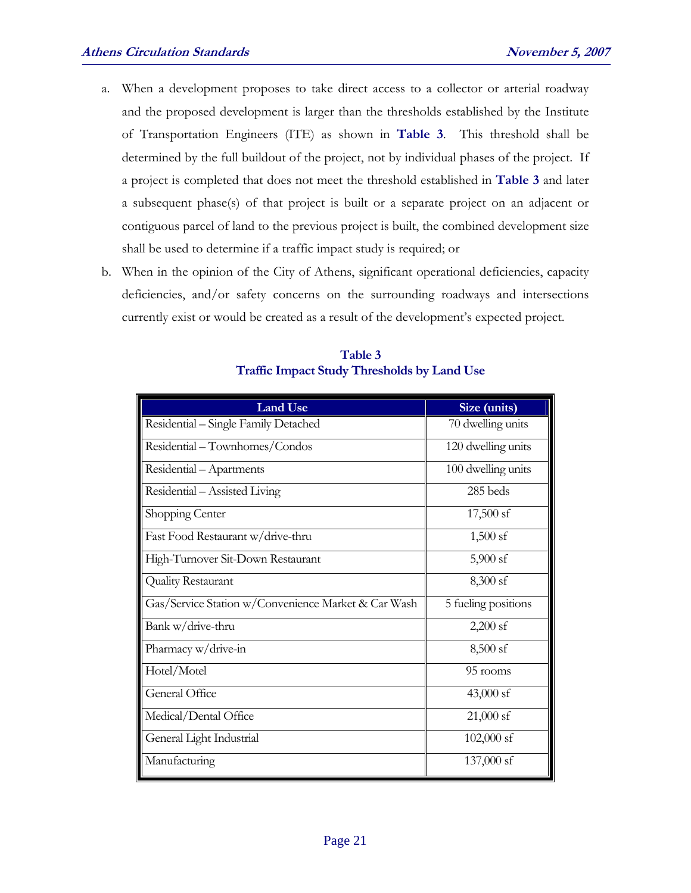a. When a development proposes to take direct access to a collector or arterial roadway and the proposed development is larger than the thresholds established by the Institute of Transportation Engineers (ITE) as shown in **Table 3**. This threshold shall be determined by the full buildout of the project, not by individual phases of the project. If a project is completed that does not meet the threshold established in **Table 3** and later a subsequent phase(s) of that project is built or a separate project on an adjacent or contiguous parcel of land to the previous project is built, the combined development size shall be used to determine if a traffic impact study is required; or

b. When in the opinion of the City of Athens, significant operational deficiencies, capacity deficiencies, and/or safety concerns on the surrounding roadways and intersections currently exist or would be created as a result of the development's expected project.

**Table 3**
**Traffic Impact Study Thresholds by Land Use**

| Land Use | Size (units) |
|---|---|
| Residential – Single Family Detached | 70 dwelling units |
| Residential – Townhomes/Condos | 120 dwelling units |
| Residential – Apartments | 100 dwelling units |
| Residential – Assisted Living | 285 beds |
| Shopping Center | 17,500 sf |
| Fast Food Restaurant w/drive-thru | 1,500 sf |
| High-Turnover Sit-Down Restaurant | 5,900 sf |
| Quality Restaurant | 8,300 sf |
| Gas/Service Station w/Convenience Market & Car Wash | 5 fueling positions |
| Bank w/drive-thru | 2,200 sf |
| Pharmacy w/drive-in | 8,500 sf |
| Hotel/Motel | 95 rooms |
| General Office | 43,000 sf |
| Medical/Dental Office | 21,000 sf |
| General Light Industrial | 102,000 sf |
| Manufacturing | 137,000 sf |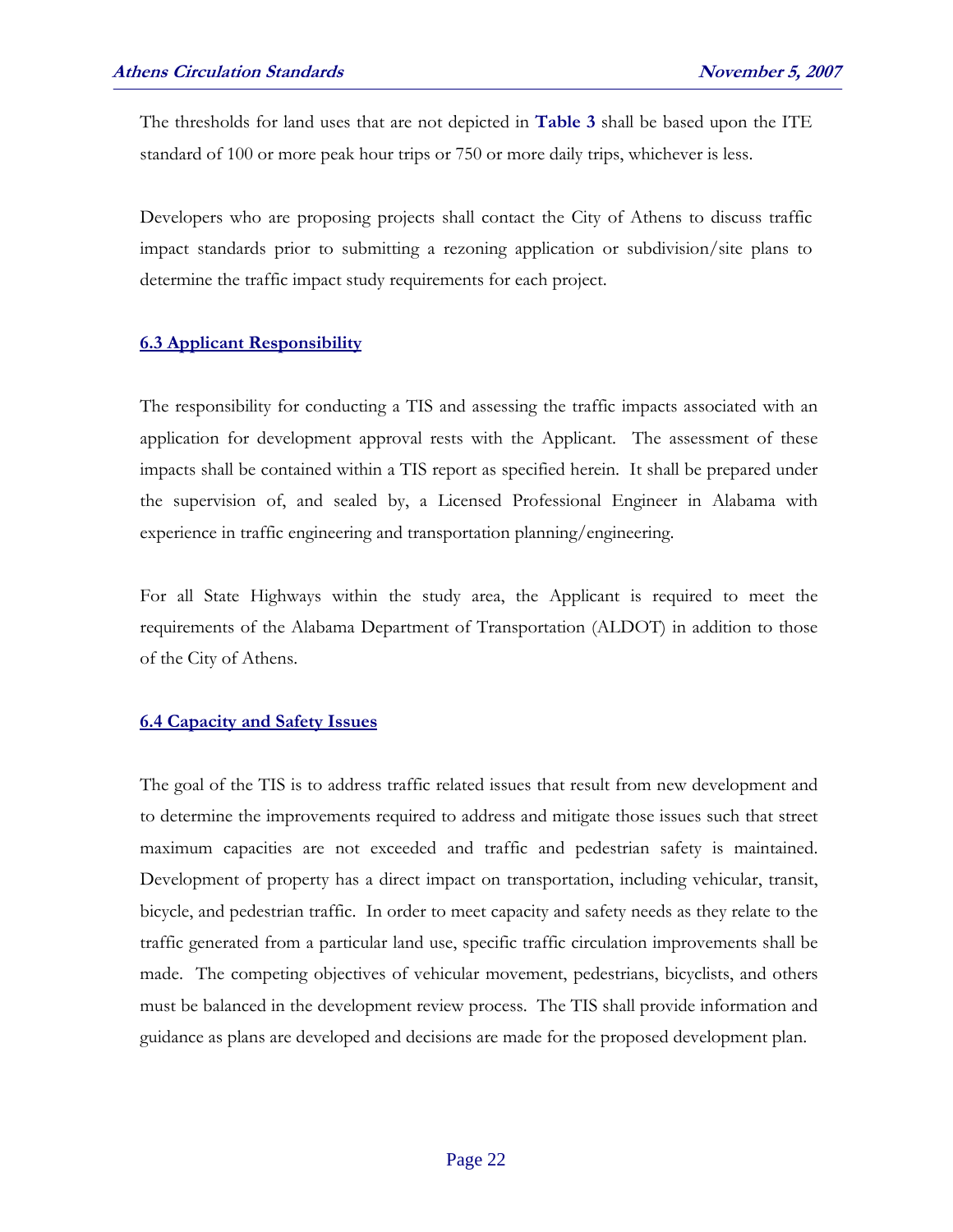The thresholds for land uses that are not depicted in **Table 3** shall be based upon the ITE standard of 100 or more peak hour trips or 750 or more daily trips, whichever is less.

Developers who are proposing projects shall contact the City of Athens to discuss traffic impact standards prior to submitting a rezoning application or subdivision/site plans to determine the traffic impact study requirements for each project.

### 6.3 Applicant Responsibility

The responsibility for conducting a TIS and assessing the traffic impacts associated with an application for development approval rests with the Applicant. The assessment of these impacts shall be contained within a TIS report as specified herein. It shall be prepared under the supervision of, and sealed by, a Licensed Professional Engineer in Alabama with experience in traffic engineering and transportation planning/engineering.

For all State Highways within the study area, the Applicant is required to meet the requirements of the Alabama Department of Transportation (ALDOT) in addition to those of the City of Athens.

### 6.4 Capacity and Safety Issues

The goal of the TIS is to address traffic related issues that result from new development and to determine the improvements required to address and mitigate those issues such that street maximum capacities are not exceeded and traffic and pedestrian safety is maintained. Development of property has a direct impact on transportation, including vehicular, transit, bicycle, and pedestrian traffic. In order to meet capacity and safety needs as they relate to the traffic generated from a particular land use, specific traffic circulation improvements shall be made. The competing objectives of vehicular movement, pedestrians, bicyclists, and others must be balanced in the development review process. The TIS shall provide information and guidance as plans are developed and decisions are made for the proposed development plan.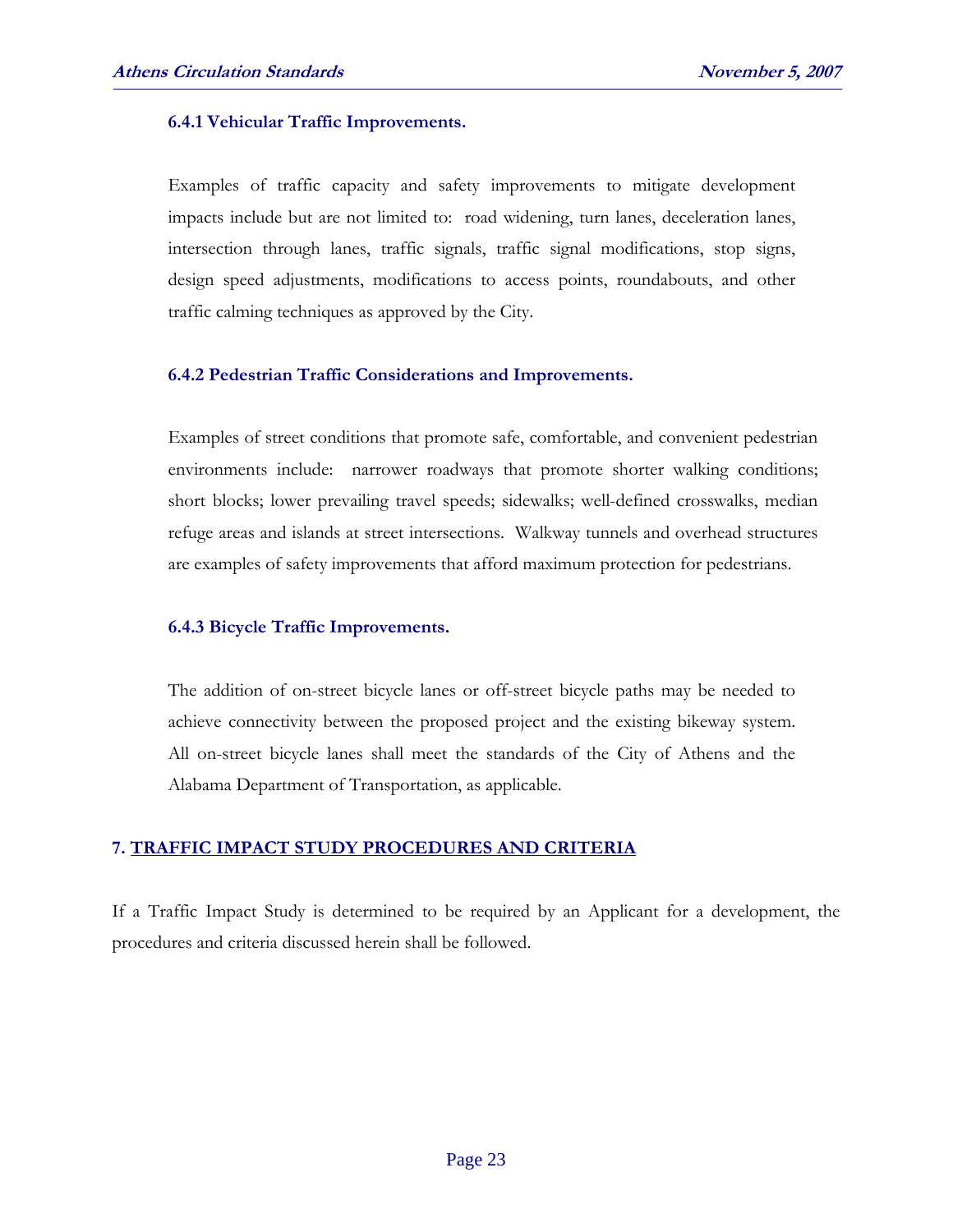#### 6.4.1 Vehicular Traffic Improvements.

Examples of traffic capacity and safety improvements to mitigate development impacts include but are not limited to: road widening, turn lanes, deceleration lanes, intersection through lanes, traffic signals, traffic signal modifications, stop signs, design speed adjustments, modifications to access points, roundabouts, and other traffic calming techniques as approved by the City.

#### 6.4.2 Pedestrian Traffic Considerations and Improvements.

Examples of street conditions that promote safe, comfortable, and convenient pedestrian environments include: narrower roadways that promote shorter walking conditions; short blocks; lower prevailing travel speeds; sidewalks; well-defined crosswalks, median refuge areas and islands at street intersections. Walkway tunnels and overhead structures are examples of safety improvements that afford maximum protection for pedestrians.

#### 6.4.3 Bicycle Traffic Improvements.

The addition of on-street bicycle lanes or off-street bicycle paths may be needed to achieve connectivity between the proposed project and the existing bikeway system. All on-street bicycle lanes shall meet the standards of the City of Athens and the Alabama Department of Transportation, as applicable.

## 7. TRAFFIC IMPACT STUDY PROCEDURES AND CRITERIA

If a Traffic Impact Study is determined to be required by an Applicant for a development, the procedures and criteria discussed herein shall be followed.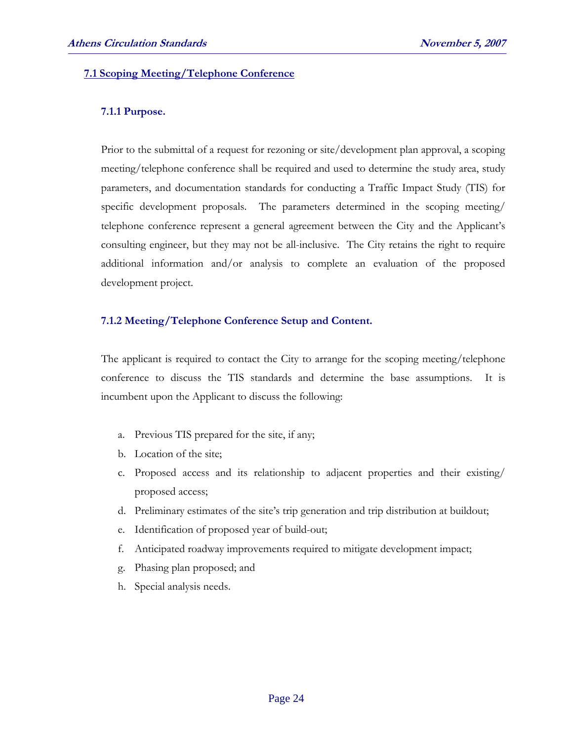## 7.1 Scoping Meeting/Telephone Conference

### 7.1.1 Purpose.

Prior to the submittal of a request for rezoning or site/development plan approval, a scoping meeting/telephone conference shall be required and used to determine the study area, study parameters, and documentation standards for conducting a Traffic Impact Study (TIS) for specific development proposals. The parameters determined in the scoping meeting/ telephone conference represent a general agreement between the City and the Applicant's consulting engineer, but they may not be all-inclusive. The City retains the right to require additional information and/or analysis to complete an evaluation of the proposed development project.

### 7.1.2 Meeting/Telephone Conference Setup and Content.

The applicant is required to contact the City to arrange for the scoping meeting/telephone conference to discuss the TIS standards and determine the base assumptions. It is incumbent upon the Applicant to discuss the following:

a. Previous TIS prepared for the site, if any;
b. Location of the site;
c. Proposed access and its relationship to adjacent properties and their existing/ proposed access;
d. Preliminary estimates of the site's trip generation and trip distribution at buildout;
e. Identification of proposed year of build-out;
f. Anticipated roadway improvements required to mitigate development impact;
g. Phasing plan proposed; and
h. Special analysis needs.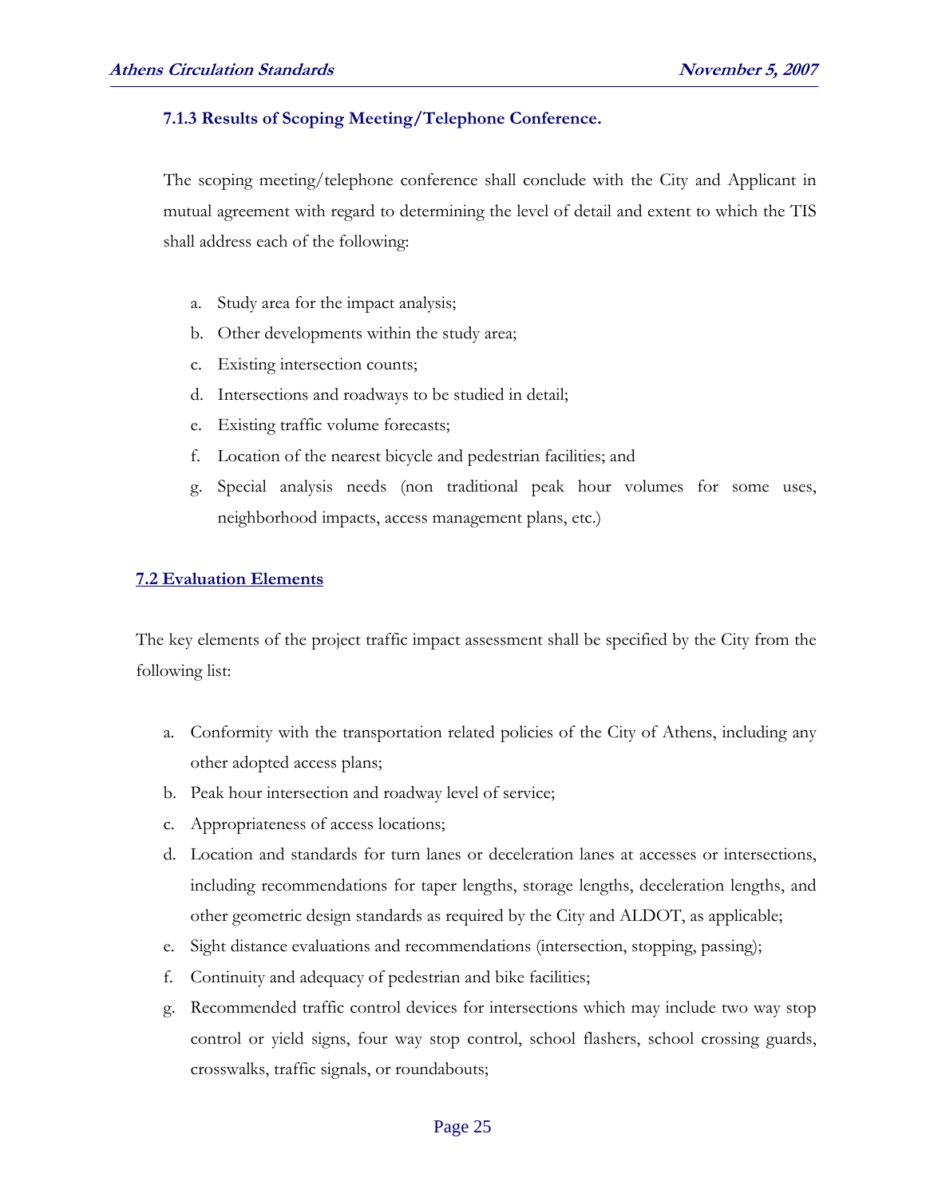#### 7.1.3 Results of Scoping Meeting/Telephone Conference.

The scoping meeting/telephone conference shall conclude with the City and Applicant in mutual agreement with regard to determining the level of detail and extent to which the TIS shall address each of the following:

a. Study area for the impact analysis;
b. Other developments within the study area;
c. Existing intersection counts;
d. Intersections and roadways to be studied in detail;
e. Existing traffic volume forecasts;
f. Location of the nearest bicycle and pedestrian facilities; and
g. Special analysis needs (non traditional peak hour volumes for some uses, neighborhood impacts, access management plans, etc.)

### 7.2 Evaluation Elements

The key elements of the project traffic impact assessment shall be specified by the City from the following list:

a. Conformity with the transportation related policies of the City of Athens, including any other adopted access plans;
b. Peak hour intersection and roadway level of service;
c. Appropriateness of access locations;
d. Location and standards for turn lanes or deceleration lanes at accesses or intersections, including recommendations for taper lengths, storage lengths, deceleration lengths, and other geometric design standards as required by the City and ALDOT, as applicable;
e. Sight distance evaluations and recommendations (intersection, stopping, passing);
f. Continuity and adequacy of pedestrian and bike facilities;
g. Recommended traffic control devices for intersections which may include two way stop control or yield signs, four way stop control, school flashers, school crossing guards, crosswalks, traffic signals, or roundabouts;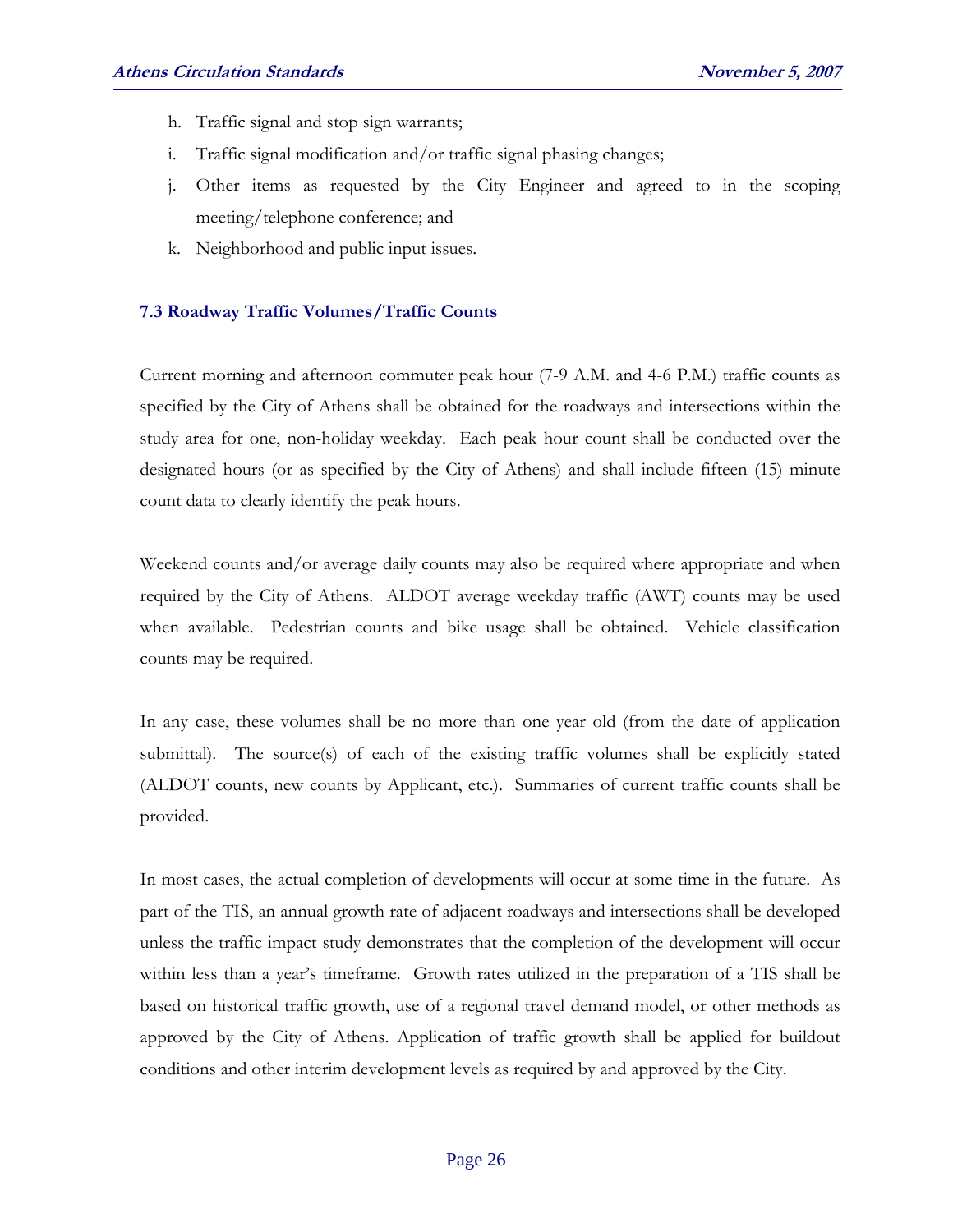h. Traffic signal and stop sign warrants;
i. Traffic signal modification and/or traffic signal phasing changes;
j. Other items as requested by the City Engineer and agreed to in the scoping meeting/telephone conference; and
k. Neighborhood and public input issues.

### 7.3 Roadway Traffic Volumes/Traffic Counts

Current morning and afternoon commuter peak hour (7-9 A.M. and 4-6 P.M.) traffic counts as specified by the City of Athens shall be obtained for the roadways and intersections within the study area for one, non-holiday weekday. Each peak hour count shall be conducted over the designated hours (or as specified by the City of Athens) and shall include fifteen (15) minute count data to clearly identify the peak hours.

Weekend counts and/or average daily counts may also be required where appropriate and when required by the City of Athens. ALDOT average weekday traffic (AWT) counts may be used when available. Pedestrian counts and bike usage shall be obtained. Vehicle classification counts may be required.

In any case, these volumes shall be no more than one year old (from the date of application submittal). The source(s) of each of the existing traffic volumes shall be explicitly stated (ALDOT counts, new counts by Applicant, etc.). Summaries of current traffic counts shall be provided.

In most cases, the actual completion of developments will occur at some time in the future. As part of the TIS, an annual growth rate of adjacent roadways and intersections shall be developed unless the traffic impact study demonstrates that the completion of the development will occur within less than a year's timeframe. Growth rates utilized in the preparation of a TIS shall be based on historical traffic growth, use of a regional travel demand model, or other methods as approved by the City of Athens. Application of traffic growth shall be applied for buildout conditions and other interim development levels as required by and approved by the City.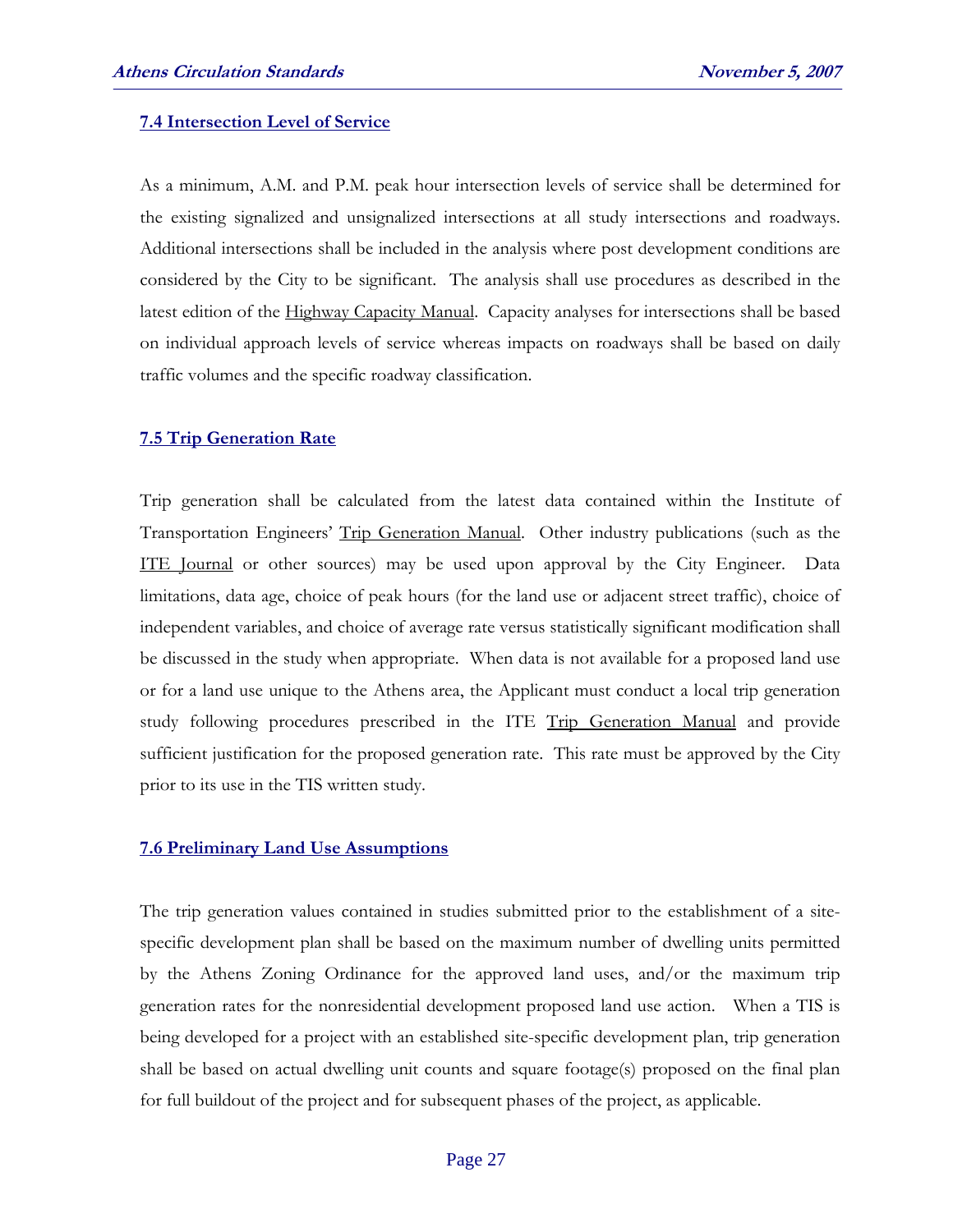### 7.4 Intersection Level of Service

As a minimum, A.M. and P.M. peak hour intersection levels of service shall be determined for the existing signalized and unsignalized intersections at all study intersections and roadways. Additional intersections shall be included in the analysis where post development conditions are considered by the City to be significant. The analysis shall use procedures as described in the latest edition of the Highway Capacity Manual. Capacity analyses for intersections shall be based on individual approach levels of service whereas impacts on roadways shall be based on daily traffic volumes and the specific roadway classification.

### 7.5 Trip Generation Rate

Trip generation shall be calculated from the latest data contained within the Institute of Transportation Engineers' Trip Generation Manual. Other industry publications (such as the ITE Journal or other sources) may be used upon approval by the City Engineer. Data limitations, data age, choice of peak hours (for the land use or adjacent street traffic), choice of independent variables, and choice of average rate versus statistically significant modification shall be discussed in the study when appropriate. When data is not available for a proposed land use or for a land use unique to the Athens area, the Applicant must conduct a local trip generation study following procedures prescribed in the ITE Trip Generation Manual and provide sufficient justification for the proposed generation rate. This rate must be approved by the City prior to its use in the TIS written study.

### 7.6 Preliminary Land Use Assumptions

The trip generation values contained in studies submitted prior to the establishment of a site-specific development plan shall be based on the maximum number of dwelling units permitted by the Athens Zoning Ordinance for the approved land uses, and/or the maximum trip generation rates for the nonresidential development proposed land use action. When a TIS is being developed for a project with an established site-specific development plan, trip generation shall be based on actual dwelling unit counts and square footage(s) proposed on the final plan for full buildout of the project and for subsequent phases of the project, as applicable.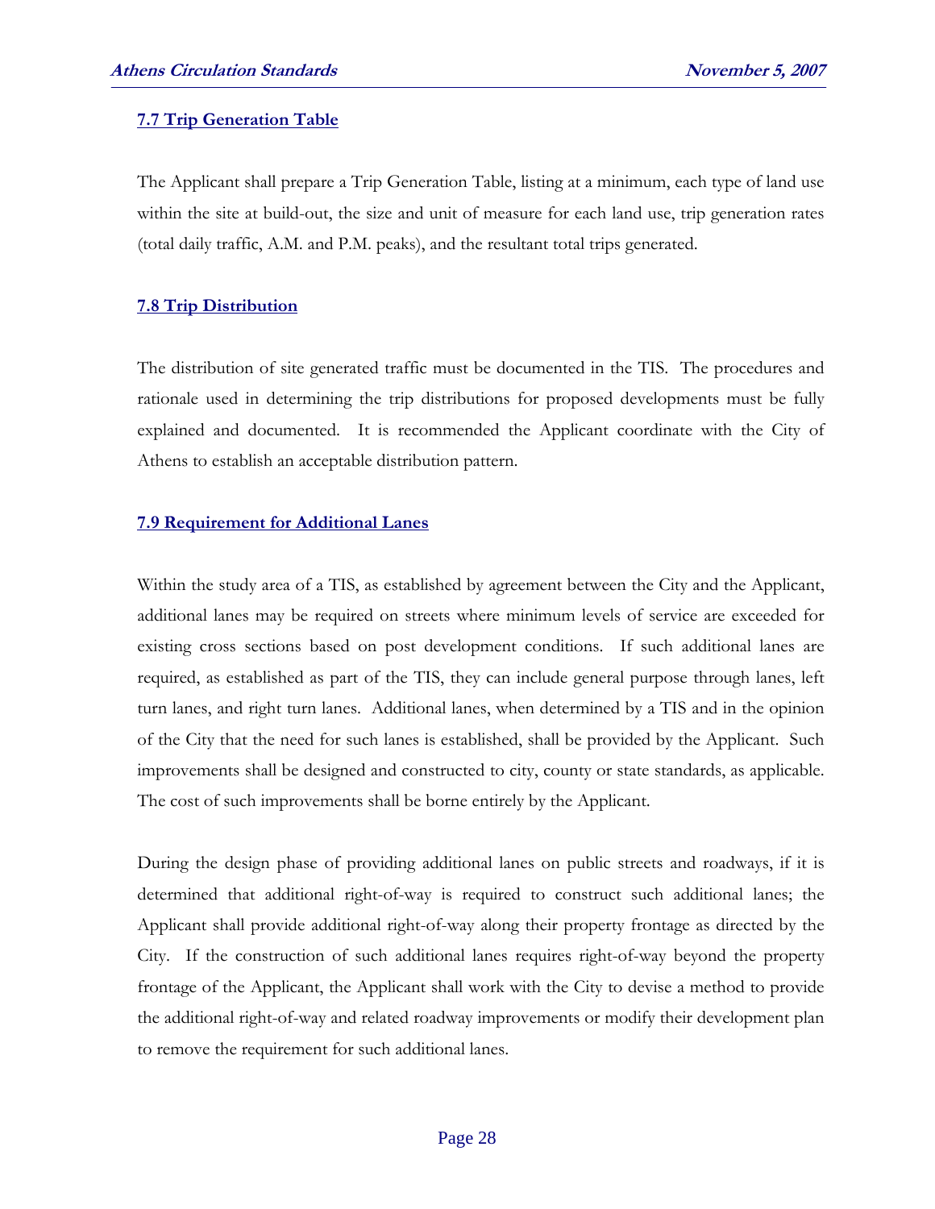### 7.7 Trip Generation Table

The Applicant shall prepare a Trip Generation Table, listing at a minimum, each type of land use within the site at build-out, the size and unit of measure for each land use, trip generation rates (total daily traffic, A.M. and P.M. peaks), and the resultant total trips generated.

### 7.8 Trip Distribution

The distribution of site generated traffic must be documented in the TIS. The procedures and rationale used in determining the trip distributions for proposed developments must be fully explained and documented. It is recommended the Applicant coordinate with the City of Athens to establish an acceptable distribution pattern.

### 7.9 Requirement for Additional Lanes

Within the study area of a TIS, as established by agreement between the City and the Applicant, additional lanes may be required on streets where minimum levels of service are exceeded for existing cross sections based on post development conditions. If such additional lanes are required, as established as part of the TIS, they can include general purpose through lanes, left turn lanes, and right turn lanes. Additional lanes, when determined by a TIS and in the opinion of the City that the need for such lanes is established, shall be provided by the Applicant. Such improvements shall be designed and constructed to city, county or state standards, as applicable. The cost of such improvements shall be borne entirely by the Applicant.

During the design phase of providing additional lanes on public streets and roadways, if it is determined that additional right-of-way is required to construct such additional lanes; the Applicant shall provide additional right-of-way along their property frontage as directed by the City. If the construction of such additional lanes requires right-of-way beyond the property frontage of the Applicant, the Applicant shall work with the City to devise a method to provide the additional right-of-way and related roadway improvements or modify their development plan to remove the requirement for such additional lanes.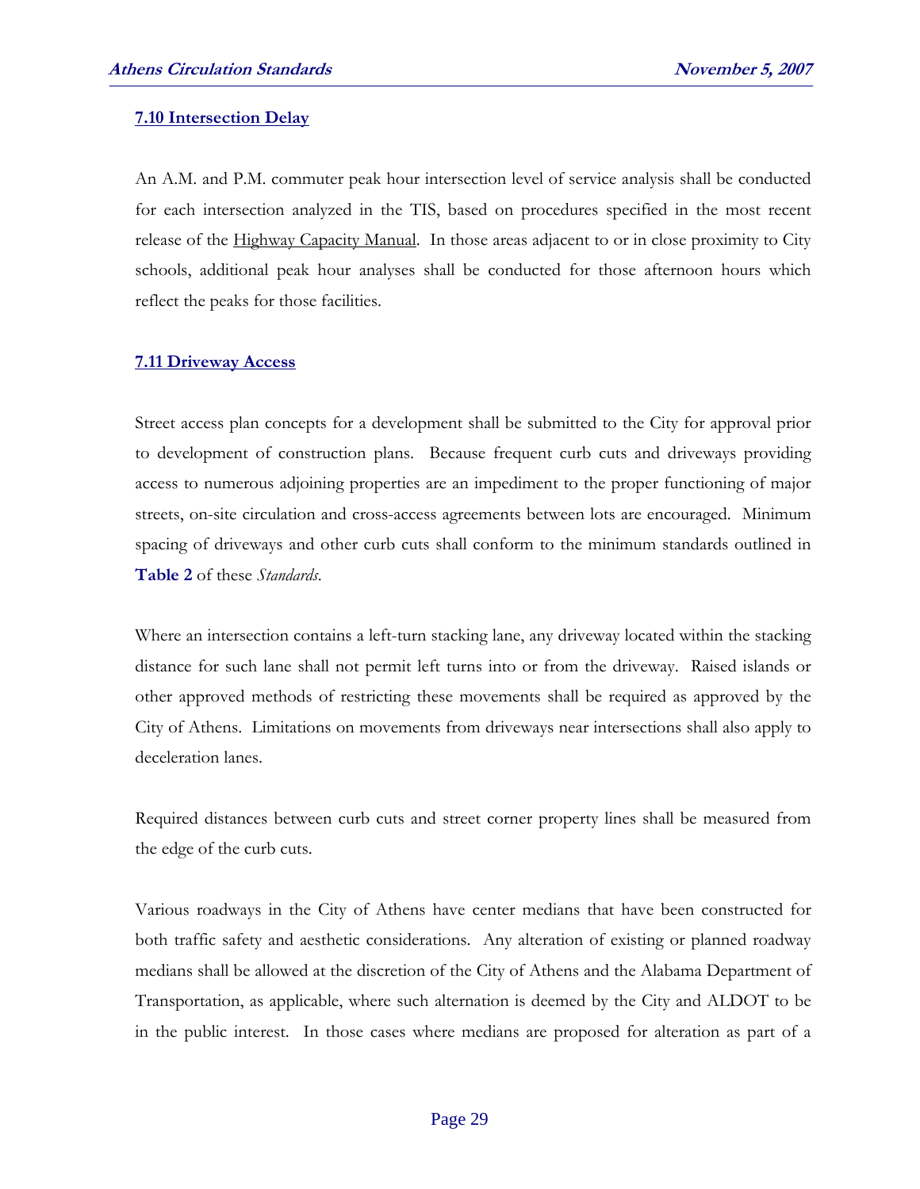### 7.10 Intersection Delay

An A.M. and P.M. commuter peak hour intersection level of service analysis shall be conducted for each intersection analyzed in the TIS, based on procedures specified in the most recent release of the Highway Capacity Manual. In those areas adjacent to or in close proximity to City schools, additional peak hour analyses shall be conducted for those afternoon hours which reflect the peaks for those facilities.

### 7.11 Driveway Access

Street access plan concepts for a development shall be submitted to the City for approval prior to development of construction plans. Because frequent curb cuts and driveways providing access to numerous adjoining properties are an impediment to the proper functioning of major streets, on-site circulation and cross-access agreements between lots are encouraged. Minimum spacing of driveways and other curb cuts shall conform to the minimum standards outlined in **Table 2** of these *Standards*.

Where an intersection contains a left-turn stacking lane, any driveway located within the stacking distance for such lane shall not permit left turns into or from the driveway. Raised islands or other approved methods of restricting these movements shall be required as approved by the City of Athens. Limitations on movements from driveways near intersections shall also apply to deceleration lanes.

Required distances between curb cuts and street corner property lines shall be measured from the edge of the curb cuts.

Various roadways in the City of Athens have center medians that have been constructed for both traffic safety and aesthetic considerations. Any alteration of existing or planned roadway medians shall be allowed at the discretion of the City of Athens and the Alabama Department of Transportation, as applicable, where such alternation is deemed by the City and ALDOT to be in the public interest. In those cases where medians are proposed for alteration as part of a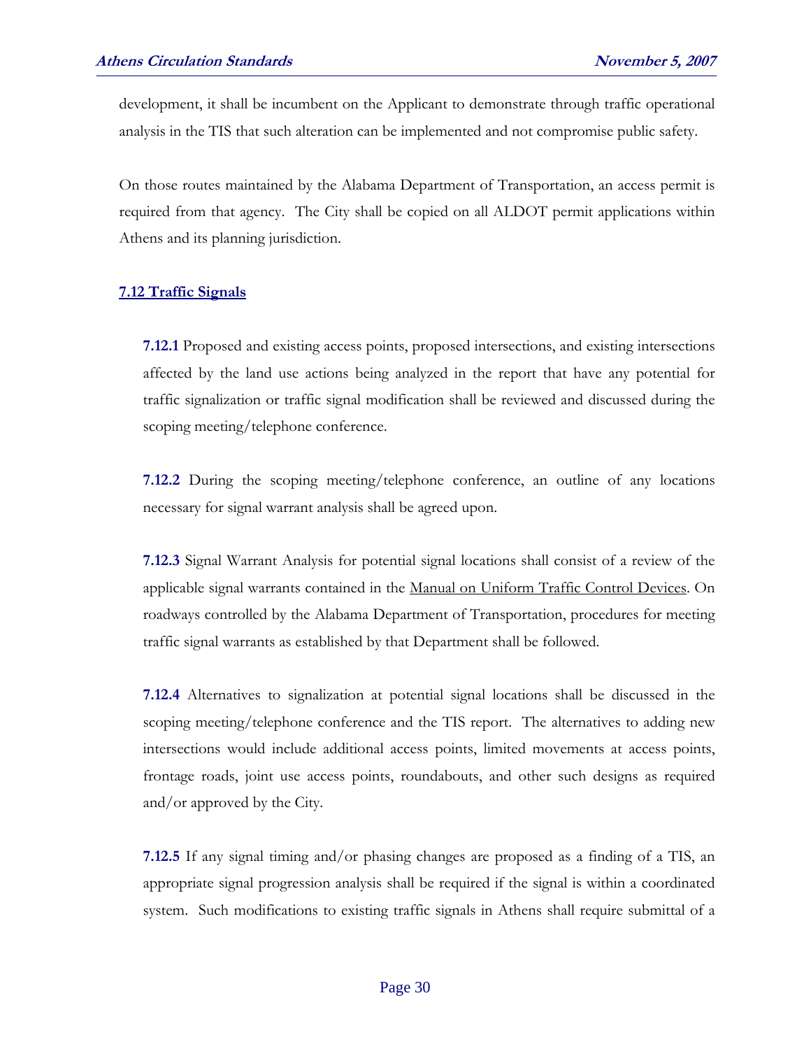development, it shall be incumbent on the Applicant to demonstrate through traffic operational analysis in the TIS that such alteration can be implemented and not compromise public safety.

On those routes maintained by the Alabama Department of Transportation, an access permit is required from that agency. The City shall be copied on all ALDOT permit applications within Athens and its planning jurisdiction.

## 7.12 Traffic Signals

**7.12.1** Proposed and existing access points, proposed intersections, and existing intersections affected by the land use actions being analyzed in the report that have any potential for traffic signalization or traffic signal modification shall be reviewed and discussed during the scoping meeting/telephone conference.

**7.12.2** During the scoping meeting/telephone conference, an outline of any locations necessary for signal warrant analysis shall be agreed upon.

**7.12.3** Signal Warrant Analysis for potential signal locations shall consist of a review of the applicable signal warrants contained in the Manual on Uniform Traffic Control Devices. On roadways controlled by the Alabama Department of Transportation, procedures for meeting traffic signal warrants as established by that Department shall be followed.

**7.12.4** Alternatives to signalization at potential signal locations shall be discussed in the scoping meeting/telephone conference and the TIS report. The alternatives to adding new intersections would include additional access points, limited movements at access points, frontage roads, joint use access points, roundabouts, and other such designs as required and/or approved by the City.

**7.12.5** If any signal timing and/or phasing changes are proposed as a finding of a TIS, an appropriate signal progression analysis shall be required if the signal is within a coordinated system. Such modifications to existing traffic signals in Athens shall require submittal of a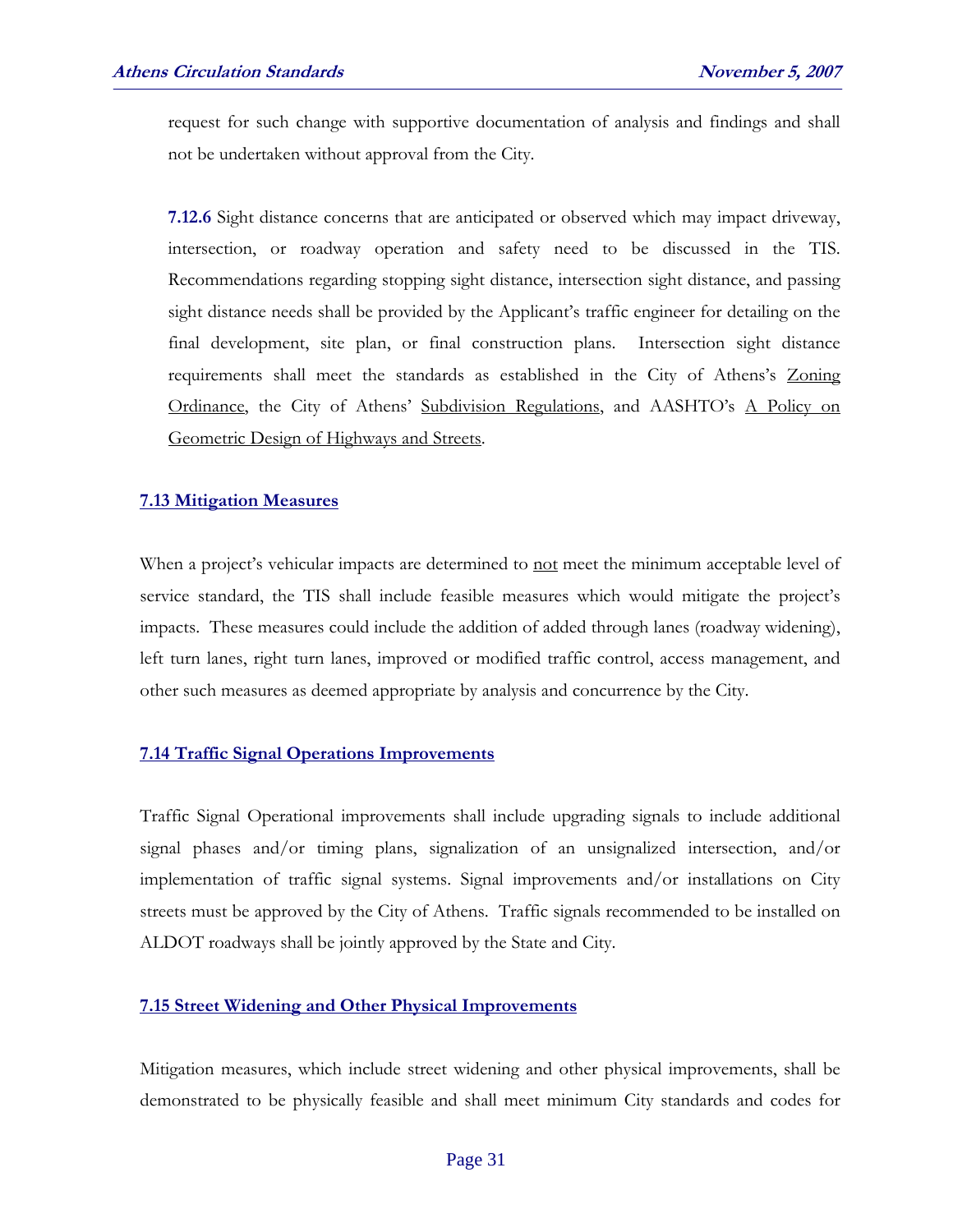request for such change with supportive documentation of analysis and findings and shall not be undertaken without approval from the City.

**7.12.6** Sight distance concerns that are anticipated or observed which may impact driveway, intersection, or roadway operation and safety need to be discussed in the TIS. Recommendations regarding stopping sight distance, intersection sight distance, and passing sight distance needs shall be provided by the Applicant's traffic engineer for detailing on the final development, site plan, or final construction plans. Intersection sight distance requirements shall meet the standards as established in the City of Athens's Zoning Ordinance, the City of Athens' Subdivision Regulations, and AASHTO's A Policy on Geometric Design of Highways and Streets.

### 7.13 Mitigation Measures

When a project's vehicular impacts are determined to not meet the minimum acceptable level of service standard, the TIS shall include feasible measures which would mitigate the project's impacts. These measures could include the addition of added through lanes (roadway widening), left turn lanes, right turn lanes, improved or modified traffic control, access management, and other such measures as deemed appropriate by analysis and concurrence by the City.

### 7.14 Traffic Signal Operations Improvements

Traffic Signal Operational improvements shall include upgrading signals to include additional signal phases and/or timing plans, signalization of an unsignalized intersection, and/or implementation of traffic signal systems. Signal improvements and/or installations on City streets must be approved by the City of Athens. Traffic signals recommended to be installed on ALDOT roadways shall be jointly approved by the State and City.

### 7.15 Street Widening and Other Physical Improvements

Mitigation measures, which include street widening and other physical improvements, shall be demonstrated to be physically feasible and shall meet minimum City standards and codes for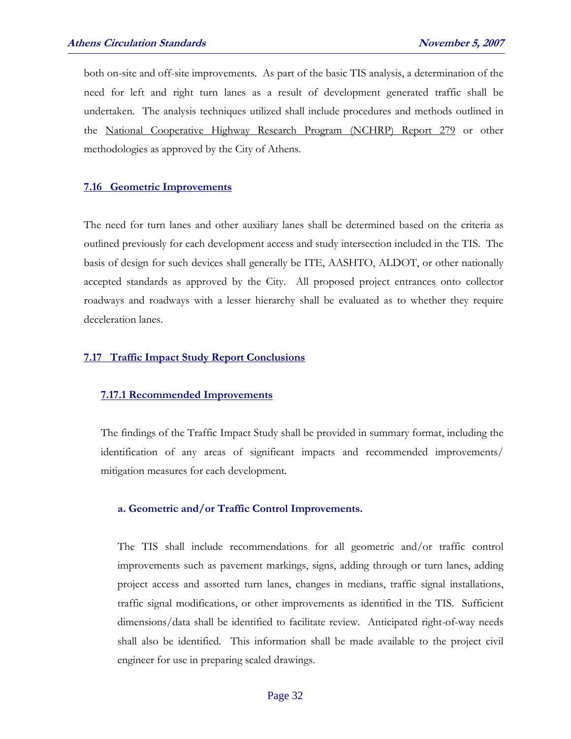both on-site and off-site improvements. As part of the basic TIS analysis, a determination of the need for left and right turn lanes as a result of development generated traffic shall be undertaken. The analysis techniques utilized shall include procedures and methods outlined in the National Cooperative Highway Research Program (NCHRP) Report 279 or other methodologies as approved by the City of Athens.

## 7.16 Geometric Improvements

The need for turn lanes and other auxiliary lanes shall be determined based on the criteria as outlined previously for each development access and study intersection included in the TIS. The basis of design for such devices shall generally be ITE, AASHTO, ALDOT, or other nationally accepted standards as approved by the City. All proposed project entrances onto collector roadways and roadways with a lesser hierarchy shall be evaluated as to whether they require deceleration lanes.

## 7.17 Traffic Impact Study Report Conclusions

### 7.17.1 Recommended Improvements

The findings of the Traffic Impact Study shall be provided in summary format, including the identification of any areas of significant impacts and recommended improvements/ mitigation measures for each development.

#### a. Geometric and/or Traffic Control Improvements.

The TIS shall include recommendations for all geometric and/or traffic control improvements such as pavement markings, signs, adding through or turn lanes, adding project access and assorted turn lanes, changes in medians, traffic signal installations, traffic signal modifications, or other improvements as identified in the TIS. Sufficient dimensions/data shall be identified to facilitate review. Anticipated right-of-way needs shall also be identified. This information shall be made available to the project civil engineer for use in preparing scaled drawings.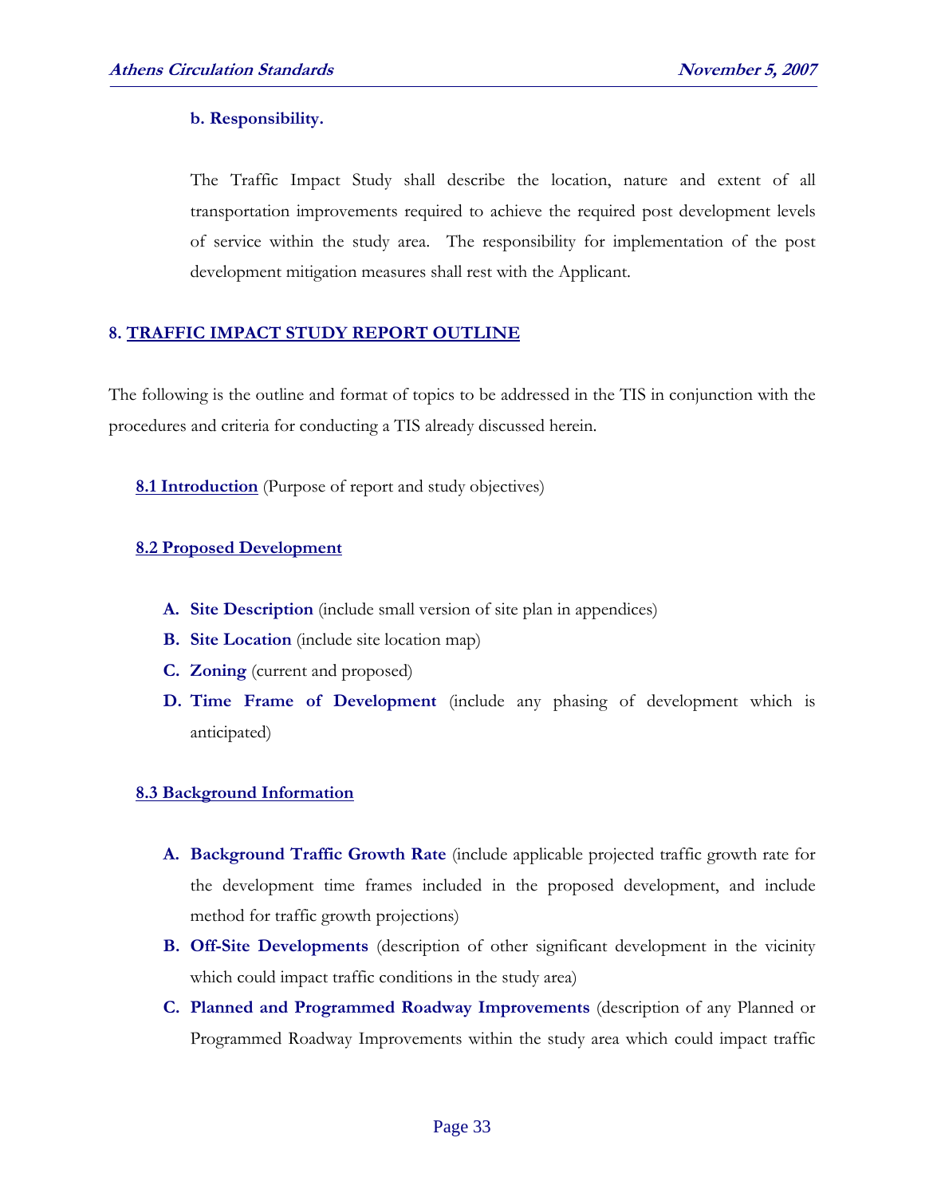**b. Responsibility.**

The Traffic Impact Study shall describe the location, nature and extent of all transportation improvements required to achieve the required post development levels of service within the study area. The responsibility for implementation of the post development mitigation measures shall rest with the Applicant.

## 8. TRAFFIC IMPACT STUDY REPORT OUTLINE

The following is the outline and format of topics to be addressed in the TIS in conjunction with the procedures and criteria for conducting a TIS already discussed herein.

### 8.1 Introduction (Purpose of report and study objectives)

### 8.2 Proposed Development

- **A. Site Description** (include small version of site plan in appendices)
- **B. Site Location** (include site location map)
- **C. Zoning** (current and proposed)
- **D. Time Frame of Development** (include any phasing of development which is anticipated)

### 8.3 Background Information

- **A. Background Traffic Growth Rate** (include applicable projected traffic growth rate for the development time frames included in the proposed development, and include method for traffic growth projections)
- **B. Off-Site Developments** (description of other significant development in the vicinity which could impact traffic conditions in the study area)
- **C. Planned and Programmed Roadway Improvements** (description of any Planned or Programmed Roadway Improvements within the study area which could impact traffic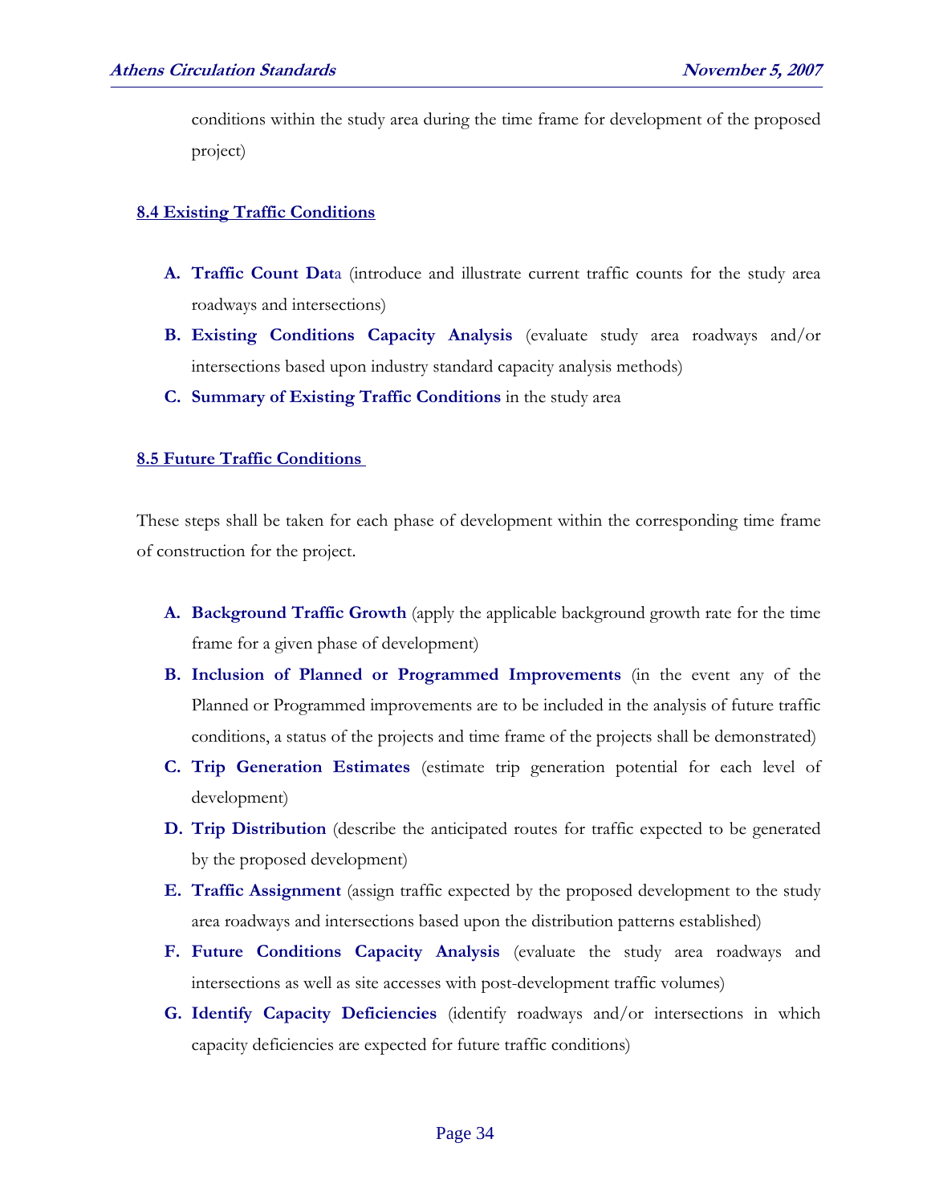conditions within the study area during the time frame for development of the proposed project)

## 8.4 Existing Traffic Conditions

A. **Traffic Count Dat**a (introduce and illustrate current traffic counts for the study area roadways and intersections)
B. **Existing Conditions Capacity Analysis** (evaluate study area roadways and/or intersections based upon industry standard capacity analysis methods)
C. **Summary of Existing Traffic Conditions** in the study area

## 8.5 Future Traffic Conditions

These steps shall be taken for each phase of development within the corresponding time frame of construction for the project.

A. **Background Traffic Growth** (apply the applicable background growth rate for the time frame for a given phase of development)
B. **Inclusion of Planned or Programmed Improvements** (in the event any of the Planned or Programmed improvements are to be included in the analysis of future traffic conditions, a status of the projects and time frame of the projects shall be demonstrated)
C. **Trip Generation Estimates** (estimate trip generation potential for each level of development)
D. **Trip Distribution** (describe the anticipated routes for traffic expected to be generated by the proposed development)
E. **Traffic Assignment** (assign traffic expected by the proposed development to the study area roadways and intersections based upon the distribution patterns established)
F. **Future Conditions Capacity Analysis** (evaluate the study area roadways and intersections as well as site accesses with post-development traffic volumes)
G. **Identify Capacity Deficiencies** (identify roadways and/or intersections in which capacity deficiencies are expected for future traffic conditions)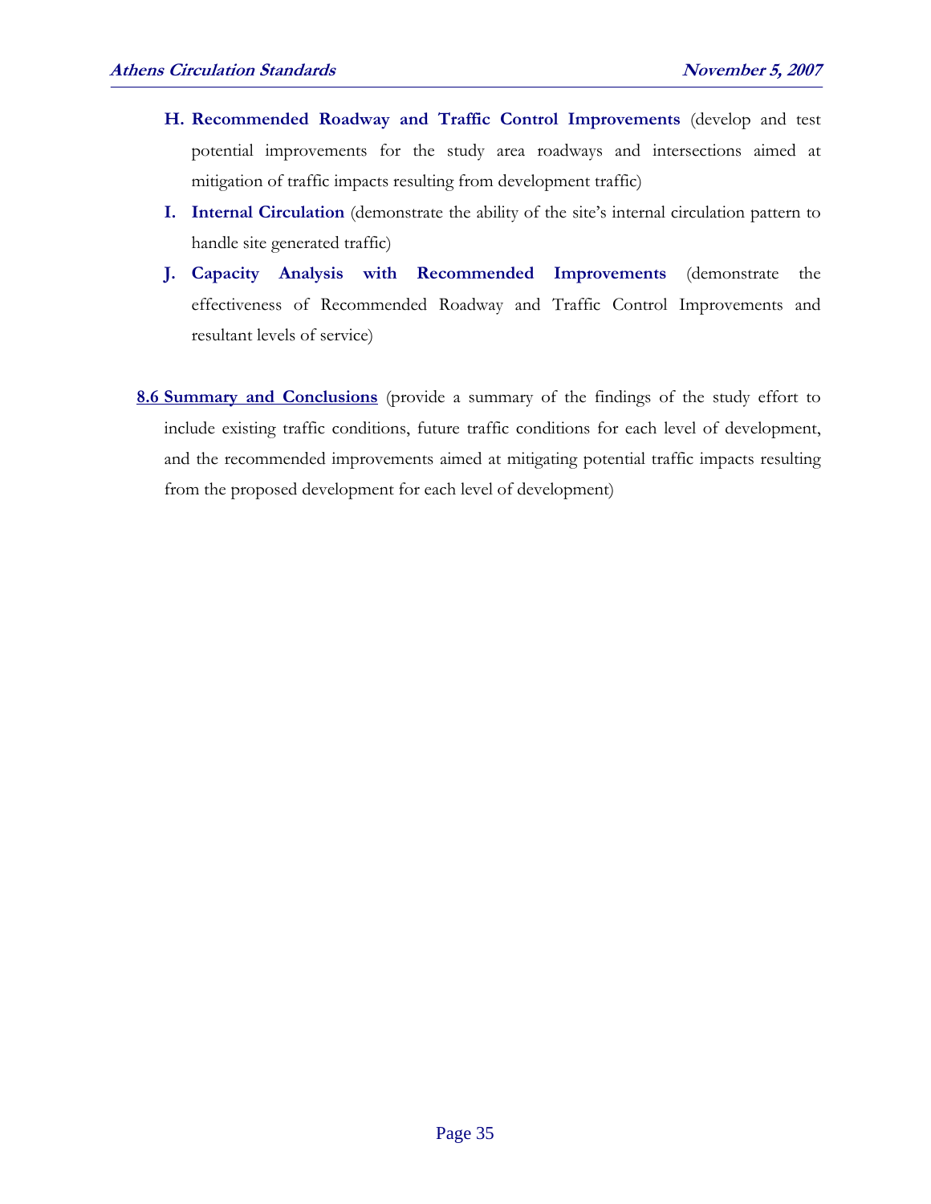**H. Recommended Roadway and Traffic Control Improvements** (develop and test potential improvements for the study area roadways and intersections aimed at mitigation of traffic impacts resulting from development traffic)

**I. Internal Circulation** (demonstrate the ability of the site's internal circulation pattern to handle site generated traffic)

**J. Capacity Analysis with Recommended Improvements** (demonstrate the effectiveness of Recommended Roadway and Traffic Control Improvements and resultant levels of service)

**8.6 Summary and Conclusions** (provide a summary of the findings of the study effort to include existing traffic conditions, future traffic conditions for each level of development, and the recommended improvements aimed at mitigating potential traffic impacts resulting from the proposed development for each level of development)